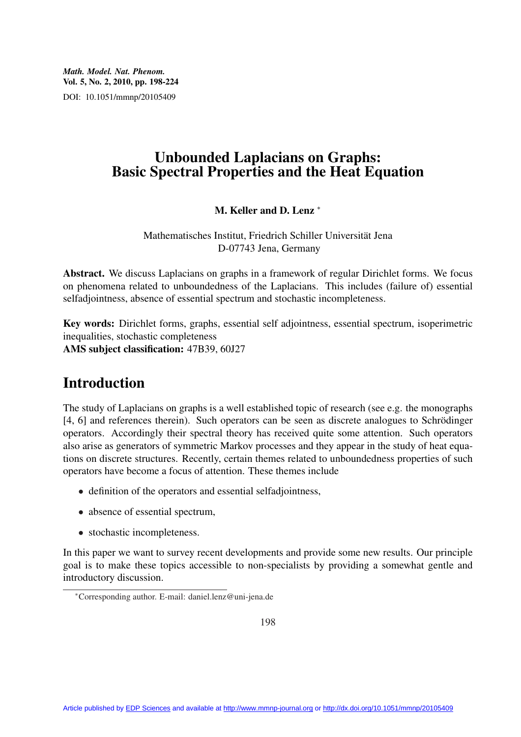Math. Model. Nat. Phenom.
Vol. 5, No. 2, 2010, pp. 198-224
DOI: 10.1051/mmnp/20105409

# Unbounded Laplacians on Graphs: Basic Spectral Properties and the Heat Equation

**M. Keller and D. Lenz** [*]

Mathematisches Institut, Friedrich Schiller Universität Jena
D-07743 Jena, Germany

**Abstract.** We discuss Laplacians on graphs in a framework of regular Dirichlet forms. We focus on phenomena related to unboundedness of the Laplacians. This includes (failure of) essential selfadjointness, absence of essential spectrum and stochastic incompleteness.

**Key words:** Dirichlet forms, graphs, essential self adjointness, essential spectrum, isoperimetric inequalities, stochastic completeness
**AMS subject classification:** 47B39, 60J27

## Introduction

The study of Laplacians on graphs is a well established topic of research (see e.g. the monographs [4, 6] and references therein). Such operators can be seen as discrete analogues to Schrödinger operators. Accordingly their spectral theory has received quite some attention. Such operators also arise as generators of symmetric Markov processes and they appear in the study of heat equations on discrete structures. Recently, certain themes related to unboundedness properties of such operators have become a focus of attention. These themes include

- definition of the operators and essential selfadjointness,
- absence of essential spectrum,
- stochastic incompleteness.

In this paper we want to survey recent developments and provide some new results. Our principle goal is to make these topics accessible to non-specialists by providing a somewhat gentle and introductory discussion.

[*]Corresponding author. E-mail: daniel.lenz@uni-jena.de

Article published by EDP Sciences and available at http://www.mmnp-journal.org or http://dx.doi.org/10.1051/mmnp/20105409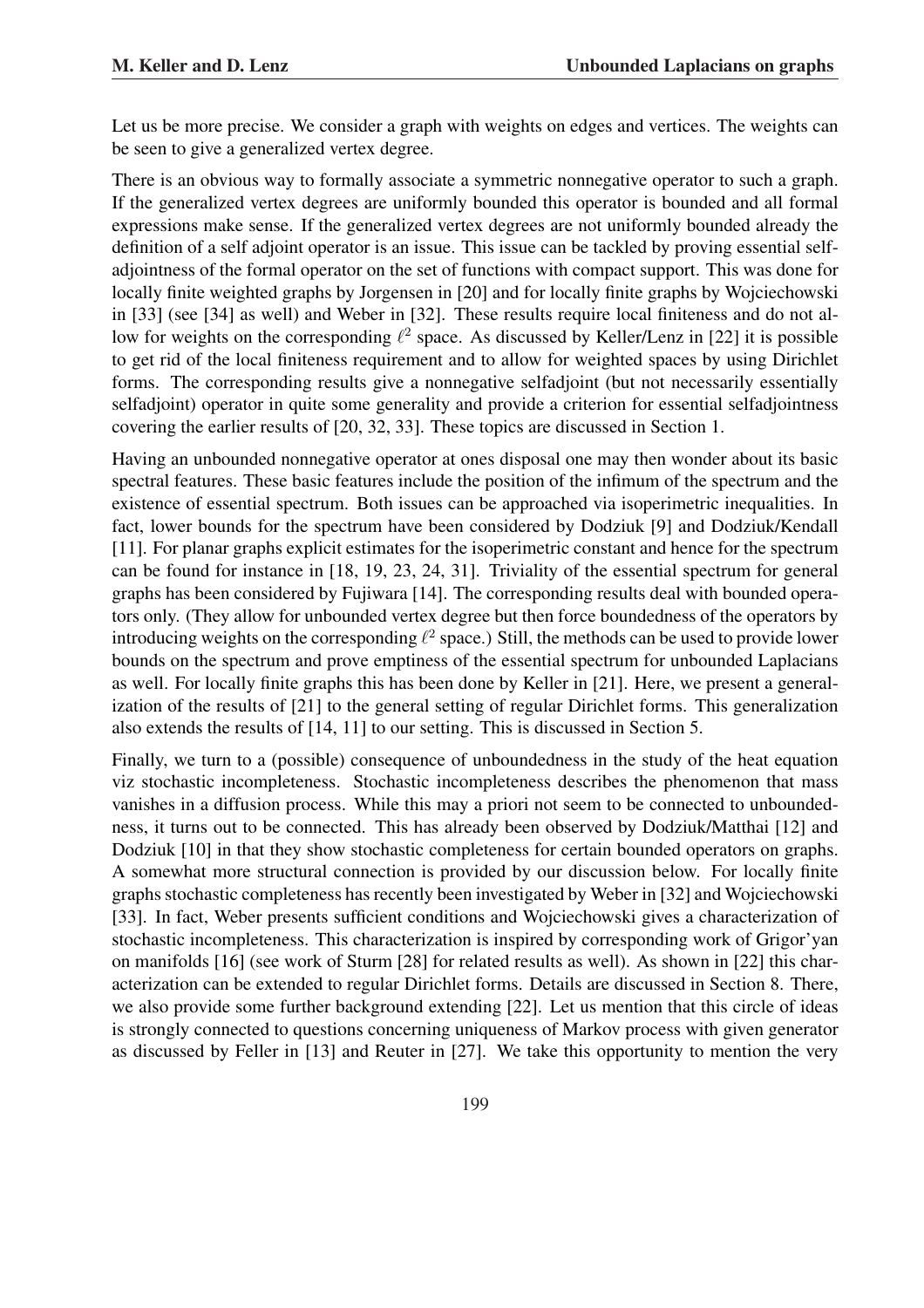Let us be more precise. We consider a graph with weights on edges and vertices. The weights can be seen to give a generalized vertex degree.

There is an obvious way to formally associate a symmetric nonnegative operator to such a graph. If the generalized vertex degrees are uniformly bounded this operator is bounded and all formal expressions make sense. If the generalized vertex degrees are not uniformly bounded already the definition of a self adjoint operator is an issue. This issue can be tackled by proving essential selfadjointness of the formal operator on the set of functions with compact support. This was done for locally finite weighted graphs by Jorgensen in [20] and for locally finite graphs by Wojciechowski in [33] (see [34] as well) and Weber in [32]. These results require local finiteness and do not allow for weights on the corresponding $\ell^2$ space. As discussed by Keller/Lenz in [22] it is possible to get rid of the local finiteness requirement and to allow for weighted spaces by using Dirichlet forms. The corresponding results give a nonnegative selfadjoint (but not necessarily essentially selfadjoint) operator in quite some generality and provide a criterion for essential selfadjointness covering the earlier results of [20, 32, 33]. These topics are discussed in Section 1.

Having an unbounded nonnegative operator at ones disposal one may then wonder about its basic spectral features. These basic features include the position of the infimum of the spectrum and the existence of essential spectrum. Both issues can be approached via isoperimetric inequalities. In fact, lower bounds for the spectrum have been considered by Dodziuk [9] and Dodziuk/Kendall [11]. For planar graphs explicit estimates for the isoperimetric constant and hence for the spectrum can be found for instance in [18, 19, 23, 24, 31]. Triviality of the essential spectrum for general graphs has been considered by Fujiwara [14]. The corresponding results deal with bounded operators only. (They allow for unbounded vertex degree but then force boundedness of the operators by introducing weights on the corresponding $\ell^2$ space.) Still, the methods can be used to provide lower bounds on the spectrum and prove emptiness of the essential spectrum for unbounded Laplacians as well. For locally finite graphs this has been done by Keller in [21]. Here, we present a generalization of the results of [21] to the general setting of regular Dirichlet forms. This generalization also extends the results of [14, 11] to our setting. This is discussed in Section 5.

Finally, we turn to a (possible) consequence of unboundedness in the study of the heat equation viz stochastic incompleteness. Stochastic incompleteness describes the phenomenon that mass vanishes in a diffusion process. While this may a priori not seem to be connected to unboundedness, it turns out to be connected. This has already been observed by Dodziuk/Matthai [12] and Dodziuk [10] in that they show stochastic completeness for certain bounded operators on graphs. A somewhat more structural connection is provided by our discussion below. For locally finite graphs stochastic completeness has recently been investigated by Weber in [32] and Wojciechowski [33]. In fact, Weber presents sufficient conditions and Wojciechowski gives a characterization of stochastic incompleteness. This characterization is inspired by corresponding work of Grigor'yan on manifolds [16] (see work of Sturm [28] for related results as well). As shown in [22] this characterization can be extended to regular Dirichlet forms. Details are discussed in Section 8. There, we also provide some further background extending [22]. Let us mention that this circle of ideas is strongly connected to questions concerning uniqueness of Markov process with given generator as discussed by Feller in [13] and Reuter in [27]. We take this opportunity to mention the very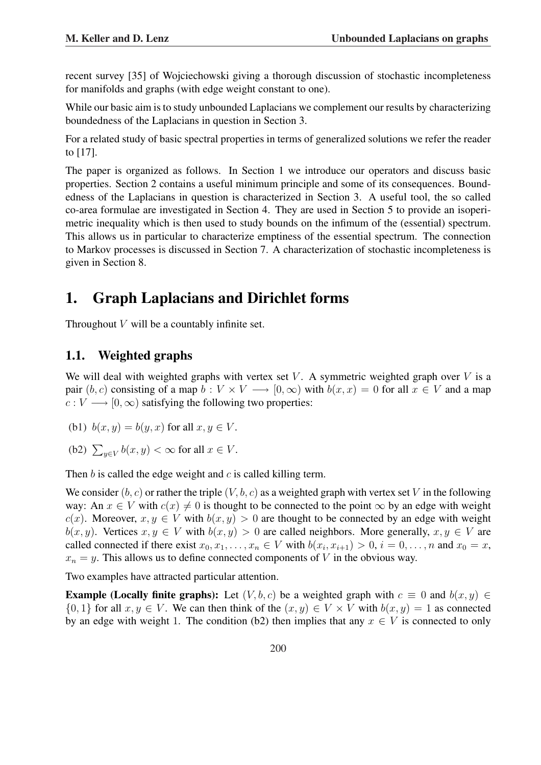recent survey [35] of Wojciechowski giving a thorough discussion of stochastic incompleteness for manifolds and graphs (with edge weight constant to one).

While our basic aim is to study unbounded Laplacians we complement our results by characterizing boundedness of the Laplacians in question in Section 3.

For a related study of basic spectral properties in terms of generalized solutions we refer the reader to [17].

The paper is organized as follows. In Section 1 we introduce our operators and discuss basic properties. Section 2 contains a useful minimum principle and some of its consequences. Boundedness of the Laplacians in question is characterized in Section 3. A useful tool, the so called co-area formulae are investigated in Section 4. They are used in Section 5 to provide an isoperimetric inequality which is then used to study bounds on the infimum of the (essential) spectrum. This allows us in particular to characterize emptiness of the essential spectrum. The connection to Markov processes is discussed in Section 7. A characterization of stochastic incompleteness is given in Section 8.

# 1. Graph Laplacians and Dirichlet forms

Throughout $V$ will be a countably infinite set.

## 1.1. Weighted graphs

We will deal with weighted graphs with vertex set $V$. A symmetric weighted graph over $V$ is a pair $(b, c)$ consisting of a map $b : V \times V \longrightarrow [0, \infty)$ with $b(x, x) = 0$ for all $x \in V$ and a map $c : V \longrightarrow [0, \infty)$ satisfying the following two properties:

(b1) $b(x, y) = b(y, x)$ for all $x, y \in V$.

(b2) $\sum_{y \in V} b(x, y) < \infty$ for all $x \in V$.

Then $b$ is called the edge weight and $c$ is called killing term.

We consider $(b, c)$ or rather the triple $(V, b, c)$ as a weighted graph with vertex set $V$ in the following way: An $x \in V$ with $c(x) \neq 0$ is thought to be connected to the point $\infty$ by an edge with weight $c(x)$. Moreover, $x, y \in V$ with $b(x, y) > 0$ are thought to be connected by an edge with weight $b(x, y)$. Vertices $x, y \in V$ with $b(x, y) > 0$ are called neighbors. More generally, $x, y \in V$ are called connected if there exist $x_0, x_1, \ldots, x_n \in V$ with $b(x_i, x_{i+1}) > 0$, $i = 0, \ldots, n$ and $x_0 = x$, $x_n = y$. This allows us to define connected components of $V$ in the obvious way.

Two examples have attracted particular attention.

**Example (Locally finite graphs):** Let $(V, b, c)$ be a weighted graph with $c \equiv 0$ and $b(x, y) \in \{0, 1\}$ for all $x, y \in V$. We can then think of the $(x, y) \in V \times V$ with $b(x, y) = 1$ as connected by an edge with weight 1. The condition (b2) then implies that any $x \in V$ is connected to only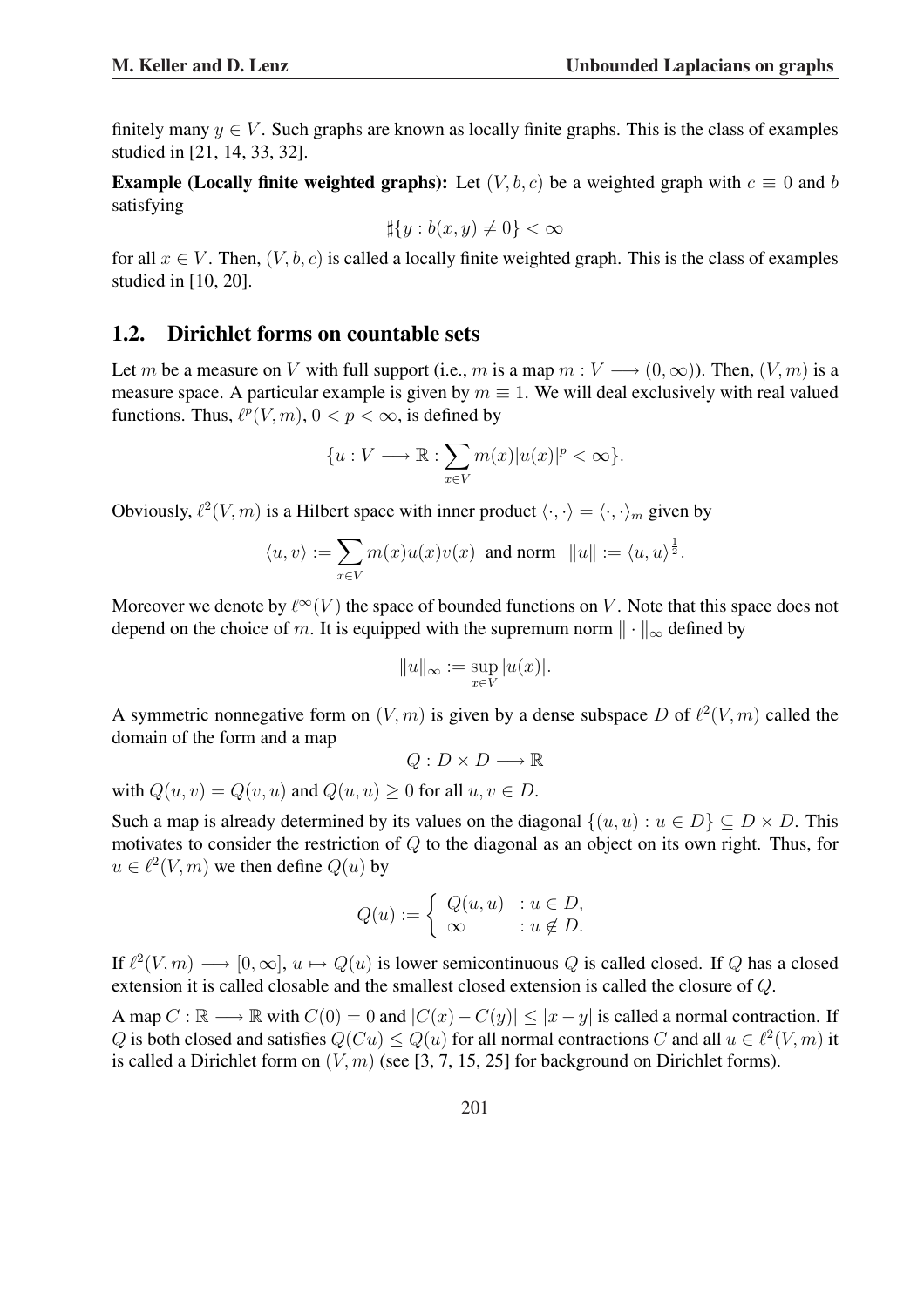finitely many $y \in V$. Such graphs are known as locally finite graphs. This is the class of examples studied in [21, 14, 33, 32].

**Example (Locally finite weighted graphs):** Let $(V, b, c)$ be a weighted graph with $c \equiv 0$ and $b$ satisfying

$$\sharp\{y : b(x, y) \neq 0\} < \infty$$

for all $x \in V$. Then, $(V, b, c)$ is called a locally finite weighted graph. This is the class of examples studied in [10, 20].

## 1.2. Dirichlet forms on countable sets

Let $m$ be a measure on $V$ with full support (i.e., $m$ is a map $m : V \longrightarrow (0, \infty)$). Then, $(V, m)$ is a measure space. A particular example is given by $m \equiv 1$. We will deal exclusively with real valued functions. Thus, $\ell^p(V, m)$, $0 < p < \infty$, is defined by

$$\{u : V \longrightarrow \mathbb{R} : \sum_{x \in V} m(x)|u(x)|^p < \infty\}.$$

Obviously, $\ell^2(V, m)$ is a Hilbert space with inner product $\langle \cdot, \cdot \rangle = \langle \cdot, \cdot \rangle_m$ given by

$$\langle u, v \rangle := \sum_{x \in V} m(x)u(x)v(x) \text{ and norm } \|u\| := \langle u, u \rangle^{\frac{1}{2}}.$$

Moreover we denote by $\ell^\infty(V)$ the space of bounded functions on $V$. Note that this space does not depend on the choice of $m$. It is equipped with the supremum norm $\|\cdot\|_\infty$ defined by

$$\|u\|_\infty := \sup_{x \in V} |u(x)|.$$

A symmetric nonnegative form on $(V, m)$ is given by a dense subspace $D$ of $\ell^2(V, m)$ called the domain of the form and a map

$$Q : D \times D \longrightarrow \mathbb{R}$$

with $Q(u, v) = Q(v, u)$ and $Q(u, u) \geq 0$ for all $u, v \in D$.

Such a map is already determined by its values on the diagonal $\{(u, u) : u \in D\} \subseteq D \times D$. This motivates to consider the restriction of $Q$ to the diagonal as an object on its own right. Thus, for $u \in \ell^2(V, m)$ we then define $Q(u)$ by

$$Q(u) := \begin{cases} Q(u, u) & : u \in D, \\ \infty & : u \notin D. \end{cases}$$

If $\ell^2(V, m) \longrightarrow [0, \infty]$, $u \mapsto Q(u)$ is lower semicontinuous $Q$ is called closed. If $Q$ has a closed extension it is called closable and the smallest closed extension is called the closure of $Q$.

A map $C : \mathbb{R} \longrightarrow \mathbb{R}$ with $C(0) = 0$ and $|C(x) - C(y)| \leq |x - y|$ is called a normal contraction. If $Q$ is both closed and satisfies $Q(Cu) \leq Q(u)$ for all normal contractions $C$ and all $u \in \ell^2(V, m)$ it is called a Dirichlet form on $(V, m)$ (see [3, 7, 15, 25] for background on Dirichlet forms).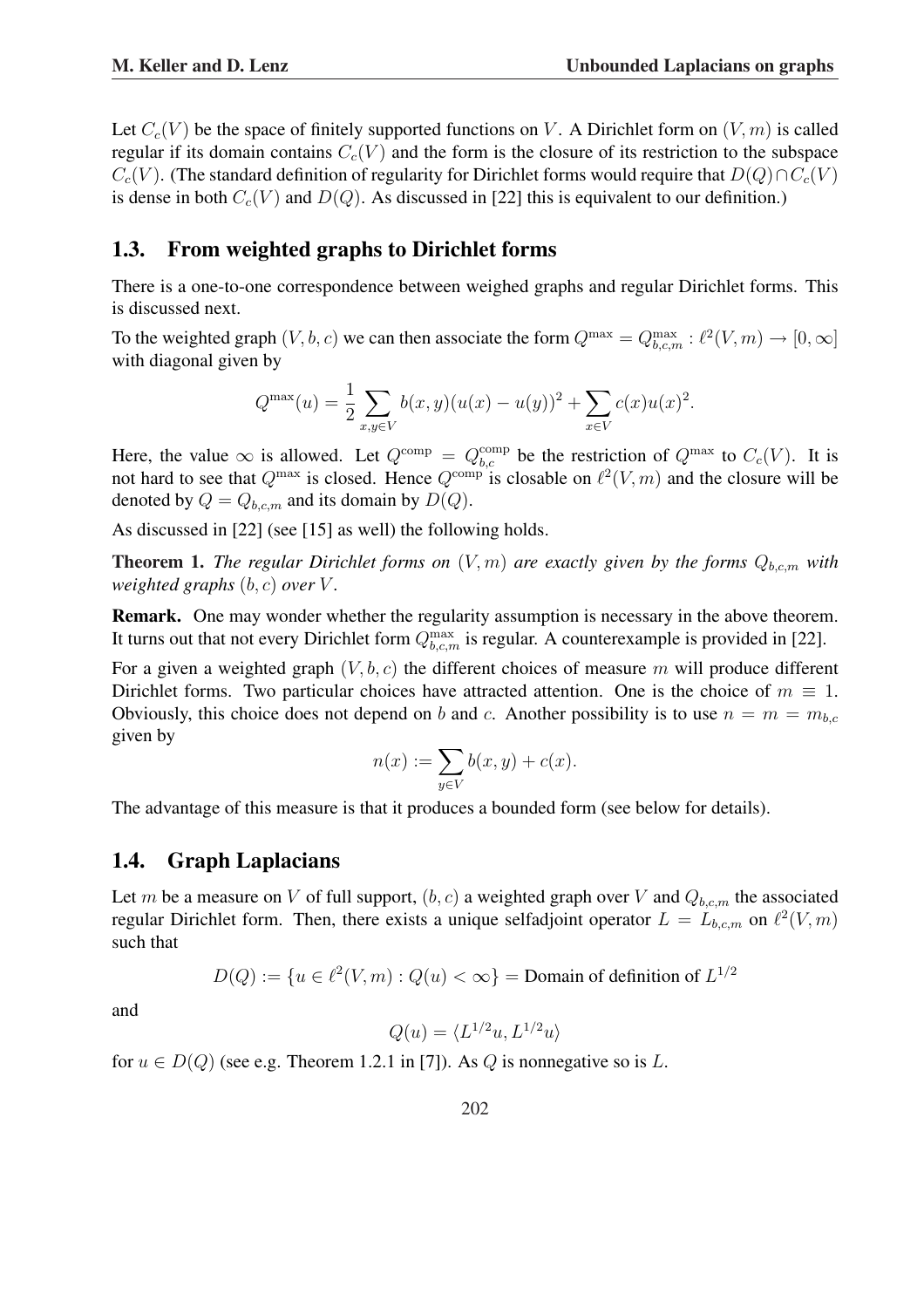Let $C_c(V)$ be the space of finitely supported functions on $V$. A Dirichlet form on $(V, m)$ is called regular if its domain contains $C_c(V)$ and the form is the closure of its restriction to the subspace $C_c(V)$. (The standard definition of regularity for Dirichlet forms would require that $D(Q) \cap C_c(V)$ is dense in both $C_c(V)$ and $D(Q)$. As discussed in [22] this is equivalent to our definition.)

## 1.3. From weighted graphs to Dirichlet forms

There is a one-to-one correspondence between weighed graphs and regular Dirichlet forms. This is discussed next.

To the weighted graph $(V, b, c)$ we can then associate the form $Q^{\max} = Q^{\max}_{b,c,m} : \ell^2(V, m) \to [0, \infty]$ with diagonal given by

$$Q^{\max}(u) = \frac{1}{2} \sum_{x,y \in V} b(x, y)(u(x) - u(y))^2 + \sum_{x \in V} c(x) u(x)^2.$$

Here, the value $\infty$ is allowed. Let $Q^{\rm comp} = Q^{\rm comp}_{b,c}$ be the restriction of $Q^{\max}$ to $C_c(V)$. It is not hard to see that $Q^{\max}$ is closed. Hence $Q^{\rm comp}$ is closable on $\ell^2(V, m)$ and the closure will be denoted by $Q = Q_{b,c,m}$ and its domain by $D(Q)$.

As discussed in [22] (see [15] as well) the following holds.

**Theorem 1.** *The regular Dirichlet forms on $(V, m)$ are exactly given by the forms $Q_{b,c,m}$ with weighted graphs $(b, c)$ over $V$.*

**Remark.** One may wonder whether the regularity assumption is necessary in the above theorem. It turns out that not every Dirichlet form $Q^{\max}_{b,c,m}$ is regular. A counterexample is provided in [22].

For a given a weighted graph $(V, b, c)$ the different choices of measure $m$ will produce different Dirichlet forms. Two particular choices have attracted attention. One is the choice of $m \equiv 1$. Obviously, this choice does not depend on $b$ and $c$. Another possibility is to use $n = m = m_{b,c}$ given by

$$n(x) := \sum_{y \in V} b(x, y) + c(x).$$

The advantage of this measure is that it produces a bounded form (see below for details).

## 1.4. Graph Laplacians

Let $m$ be a measure on $V$ of full support, $(b, c)$ a weighted graph over $V$ and $Q_{b,c,m}$ the associated regular Dirichlet form. Then, there exists a unique selfadjoint operator $L = L_{b,c,m}$ on $\ell^2(V, m)$ such that

$$D(Q) := \{u \in \ell^2(V, m) : Q(u) < \infty\} = \text{Domain of definition of } L^{1/2}$$

and

$$Q(u) = \langle L^{1/2} u, L^{1/2} u \rangle$$

for $u \in D(Q)$ (see e.g. Theorem 1.2.1 in [7]). As $Q$ is nonnegative so is $L$.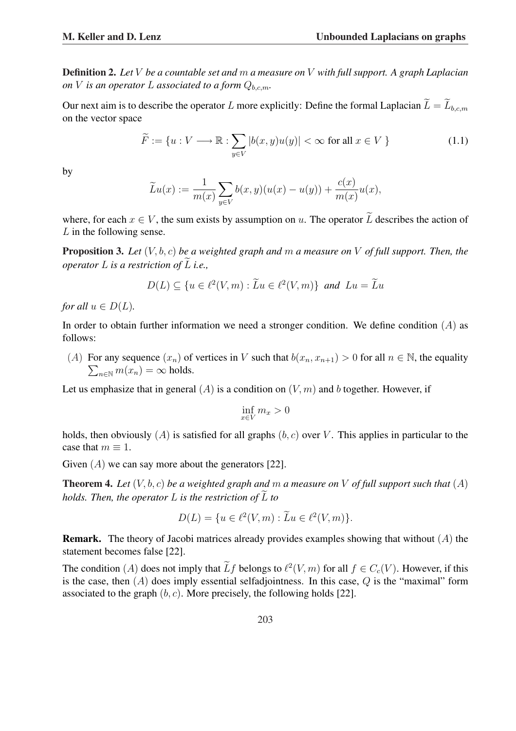**Definition 2.** *Let $V$ be a countable set and $m$ a measure on $V$ with full support. A graph Laplacian on $V$ is an operator $L$ associated to a form $Q_{b,c,m}$.*

Our next aim is to describe the operator $L$ more explicitly: Define the formal Laplacian $\widetilde{L} = \widetilde{L}_{b,c,m}$ on the vector space

$$\widetilde{F} := \{u : V \longrightarrow \mathbb{R} : \sum_{y \in V} |b(x,y)u(y)| < \infty \text{ for all } x \in V \} \tag{1.1}$$

by

$$\widetilde{L}u(x) := \frac{1}{m(x)} \sum_{y \in V} b(x,y)(u(x) - u(y)) + \frac{c(x)}{m(x)} u(x),$$

where, for each $x \in V$, the sum exists by assumption on $u$. The operator $\widetilde{L}$ describes the action of $L$ in the following sense.

**Proposition 3.** *Let $(V, b, c)$ be a weighted graph and $m$ a measure on $V$ of full support. Then, the operator $L$ is a restriction of $\widetilde{L}$ i.e.,*

$$D(L) \subseteq \{u \in \ell^2(V, m) : \widetilde{L}u \in \ell^2(V, m)\} \text{ and } Lu = \widetilde{L}u$$

*for all $u \in D(L)$.*

In order to obtain further information we need a stronger condition. We define condition $(A)$ as follows:

$(A)$ For any sequence $(x_n)$ of vertices in $V$ such that $b(x_n, x_{n+1}) > 0$ for all $n \in \mathbb{N}$, the equality $\sum_{n \in \mathbb{N}} m(x_n) = \infty$ holds.

Let us emphasize that in general $(A)$ is a condition on $(V, m)$ and $b$ together. However, if

$$\inf_{x \in V} m_x > 0$$

holds, then obviously $(A)$ is satisfied for all graphs $(b, c)$ over $V$. This applies in particular to the case that $m \equiv 1$.

Given $(A)$ we can say more about the generators [22].

**Theorem 4.** *Let $(V, b, c)$ be a weighted graph and $m$ a measure on $V$ of full support such that $(A)$ holds. Then, the operator $L$ is the restriction of $\widetilde{L}$ to*

$$D(L) = \{u \in \ell^2(V, m) : \widetilde{L}u \in \ell^2(V, m)\}.$$

**Remark.** The theory of Jacobi matrices already provides examples showing that without $(A)$ the statement becomes false [22].

The condition $(A)$ does not imply that $\widetilde{L}f$ belongs to $\ell^2(V, m)$ for all $f \in C_c(V)$. However, if this is the case, then $(A)$ does imply essential selfadjointness. In this case, $Q$ is the "maximal" form associated to the graph $(b, c)$. More precisely, the following holds [22].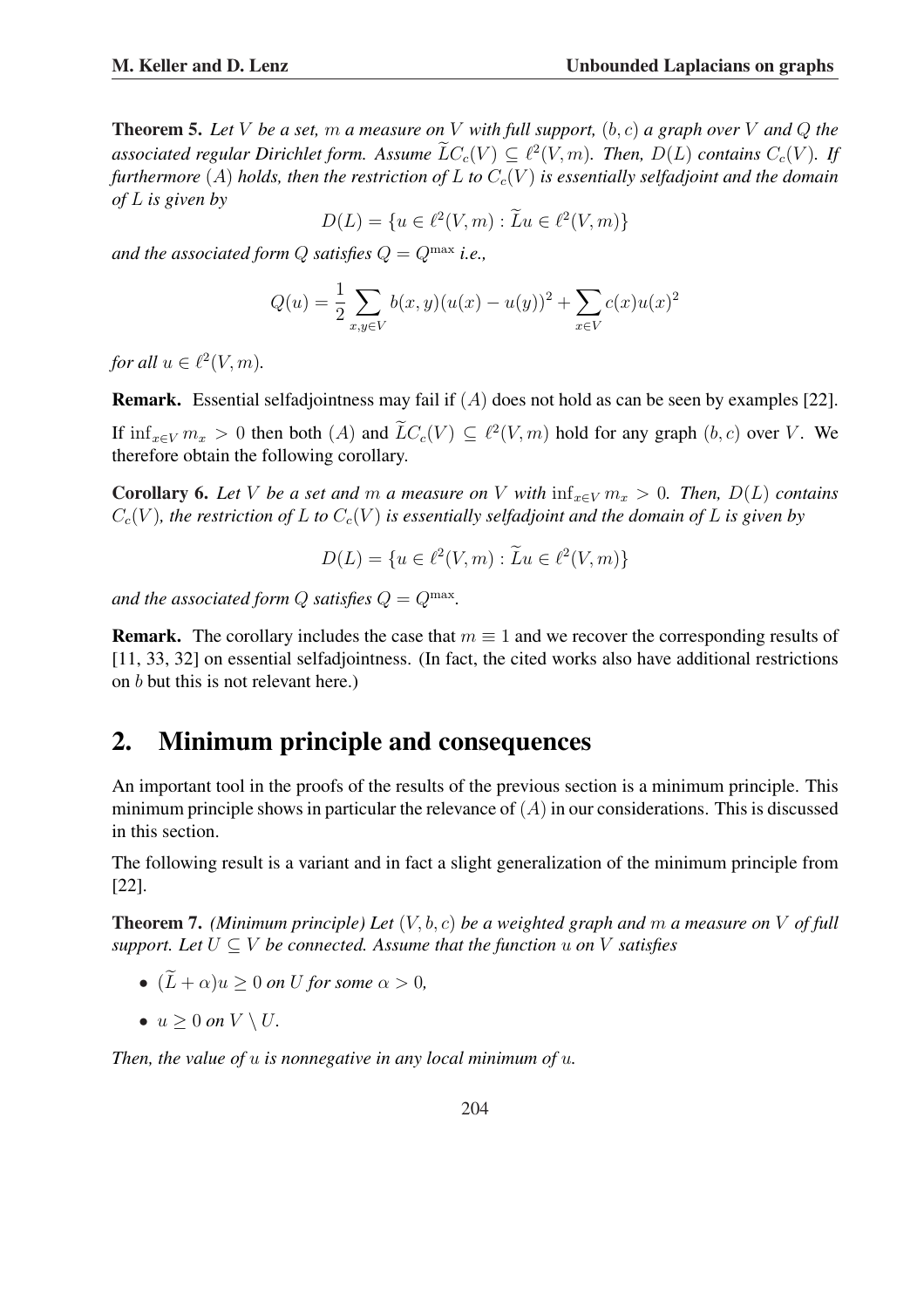**Theorem 5.** *Let $V$ be a set, $m$ a measure on $V$ with full support, $(b, c)$ a graph over $V$ and $Q$ the associated regular Dirichlet form. Assume $\widetilde{L}C_c(V) \subseteq \ell^2(V, m)$. Then, $D(L)$ contains $C_c(V)$. If furthermore $(A)$ holds, then the restriction of $L$ to $C_c(V)$ is essentially selfadjoint and the domain of $L$ is given by*

$$D(L) = \{u \in \ell^2(V, m) : \widetilde{L}u \in \ell^2(V, m)\}$$

*and the associated form $Q$ satisfies $Q = Q^{\max}$ i.e.,*

$$Q(u) = \frac{1}{2} \sum_{x,y \in V} b(x, y)(u(x) - u(y))^2 + \sum_{x \in V} c(x)u(x)^2$$

*for all $u \in \ell^2(V, m)$.*

**Remark.** Essential selfadjointness may fail if $(A)$ does not hold as can be seen by examples [22].

If $\inf_{x \in V} m_x > 0$ then both $(A)$ and $\widetilde{L}C_c(V) \subseteq \ell^2(V, m)$ hold for any graph $(b, c)$ over $V$. We therefore obtain the following corollary.

**Corollary 6.** *Let $V$ be a set and $m$ a measure on $V$ with $\inf_{x \in V} m_x > 0$. Then, $D(L)$ contains $C_c(V)$, the restriction of $L$ to $C_c(V)$ is essentially selfadjoint and the domain of $L$ is given by*

$$D(L) = \{u \in \ell^2(V, m) : \widetilde{L}u \in \ell^2(V, m)\}$$

*and the associated form $Q$ satisfies $Q = Q^{\max}$.*

**Remark.** The corollary includes the case that $m \equiv 1$ and we recover the corresponding results of [11, 33, 32] on essential selfadjointness. (In fact, the cited works also have additional restrictions on $b$ but this is not relevant here.)

## 2. Minimum principle and consequences

An important tool in the proofs of the results of the previous section is a minimum principle. This minimum principle shows in particular the relevance of $(A)$ in our considerations. This is discussed in this section.

The following result is a variant and in fact a slight generalization of the minimum principle from [22].

**Theorem 7.** *(Minimum principle) Let $(V, b, c)$ be a weighted graph and $m$ a measure on $V$ of full support. Let $U \subseteq V$ be connected. Assume that the function $u$ on $V$ satisfies*

- *$(\widetilde{L} + \alpha)u \geq 0$ on $U$ for some $\alpha > 0$,*
- *$u \geq 0$ on $V \setminus U$.*

*Then, the value of $u$ is nonnegative in any local minimum of $u$.*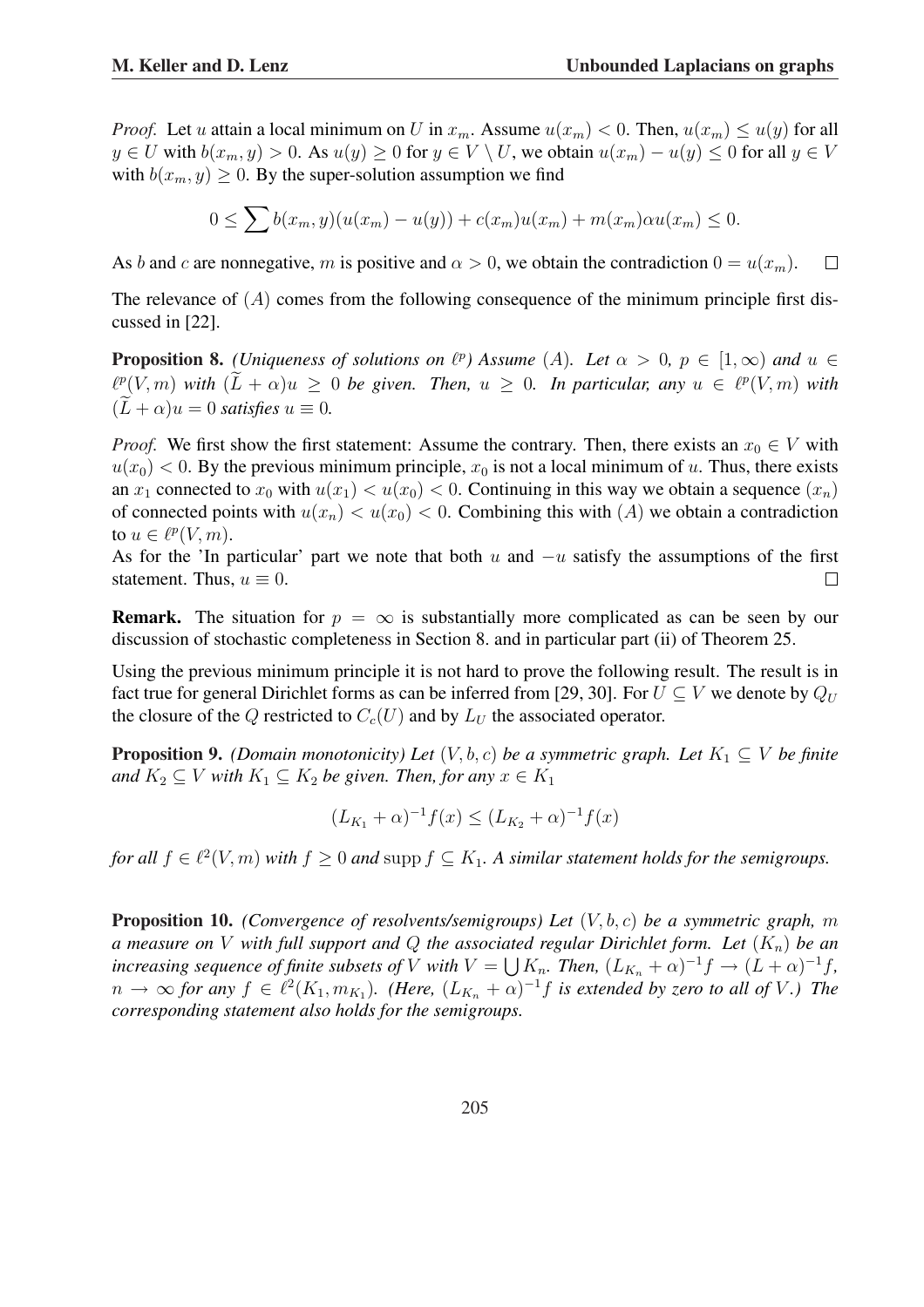*Proof.* Let $u$ attain a local minimum on $U$ in $x_m$. Assume $u(x_m) < 0$. Then, $u(x_m) \leq u(y)$ for all $y \in U$ with $b(x_m, y) > 0$. As $u(y) \geq 0$ for $y \in V \setminus U$, we obtain $u(x_m) - u(y) \leq 0$ for all $y \in V$ with $b(x_m, y) \geq 0$. By the super-solution assumption we find

$$0 \leq \sum b(x_m, y)(u(x_m) - u(y)) + c(x_m)u(x_m) + m(x_m)\alpha u(x_m) \leq 0.$$

As $b$ and $c$ are nonnegative, $m$ is positive and $\alpha > 0$, we obtain the contradiction $0 = u(x_m)$. $\square$

The relevance of $(A)$ comes from the following consequence of the minimum principle first discussed in [22].

**Proposition 8.** *(Uniqueness of solutions on $\ell^p$) Assume $(A)$. Let $\alpha > 0$, $p \in [1, \infty)$ and $u \in \ell^p(V, m)$ with $(\widetilde{L} + \alpha)u \geq 0$ be given. Then, $u \geq 0$. In particular, any $u \in \ell^p(V, m)$ with $(\widetilde{L} + \alpha)u = 0$ satisfies $u \equiv 0$.*

*Proof.* We first show the first statement: Assume the contrary. Then, there exists an $x_0 \in V$ with $u(x_0) < 0$. By the previous minimum principle, $x_0$ is not a local minimum of $u$. Thus, there exists an $x_1$ connected to $x_0$ with $u(x_1) < u(x_0) < 0$. Continuing in this way we obtain a sequence $(x_n)$ of connected points with $u(x_n) < u(x_0) < 0$. Combining this with $(A)$ we obtain a contradiction to $u \in \ell^p(V, m)$.
As for the 'In particular' part we note that both $u$ and $-u$ satisfy the assumptions of the first statement. Thus, $u \equiv 0$. $\square$

**Remark.** The situation for $p = \infty$ is substantially more complicated as can be seen by our discussion of stochastic completeness in Section 8. and in particular part (ii) of Theorem 25.

Using the previous minimum principle it is not hard to prove the following result. The result is in fact true for general Dirichlet forms as can be inferred from [29, 30]. For $U \subseteq V$ we denote by $Q_U$ the closure of the $Q$ restricted to $C_c(U)$ and by $L_U$ the associated operator.

**Proposition 9.** *(Domain monotonicity) Let $(V, b, c)$ be a symmetric graph. Let $K_1 \subseteq V$ be finite and $K_2 \subseteq V$ with $K_1 \subseteq K_2$ be given. Then, for any $x \in K_1$*

$$(L_{K_1} + \alpha)^{-1} f(x) \leq (L_{K_2} + \alpha)^{-1} f(x)$$

*for all $f \in \ell^2(V, m)$ with $f \geq 0$ and $\operatorname{supp} f \subseteq K_1$. A similar statement holds for the semigroups.*

**Proposition 10.** *(Convergence of resolvents/semigroups) Let $(V, b, c)$ be a symmetric graph, $m$ a measure on $V$ with full support and $Q$ the associated regular Dirichlet form. Let $(K_n)$ be an increasing sequence of finite subsets of $V$ with $V = \bigcup K_n$. Then, $(L_{K_n} + \alpha)^{-1} f \to (L + \alpha)^{-1} f$, $n \to \infty$ for any $f \in \ell^2(K_1, m_{K_1})$. (Here, $(L_{K_n} + \alpha)^{-1} f$ is extended by zero to all of $V$.) The corresponding statement also holds for the semigroups.*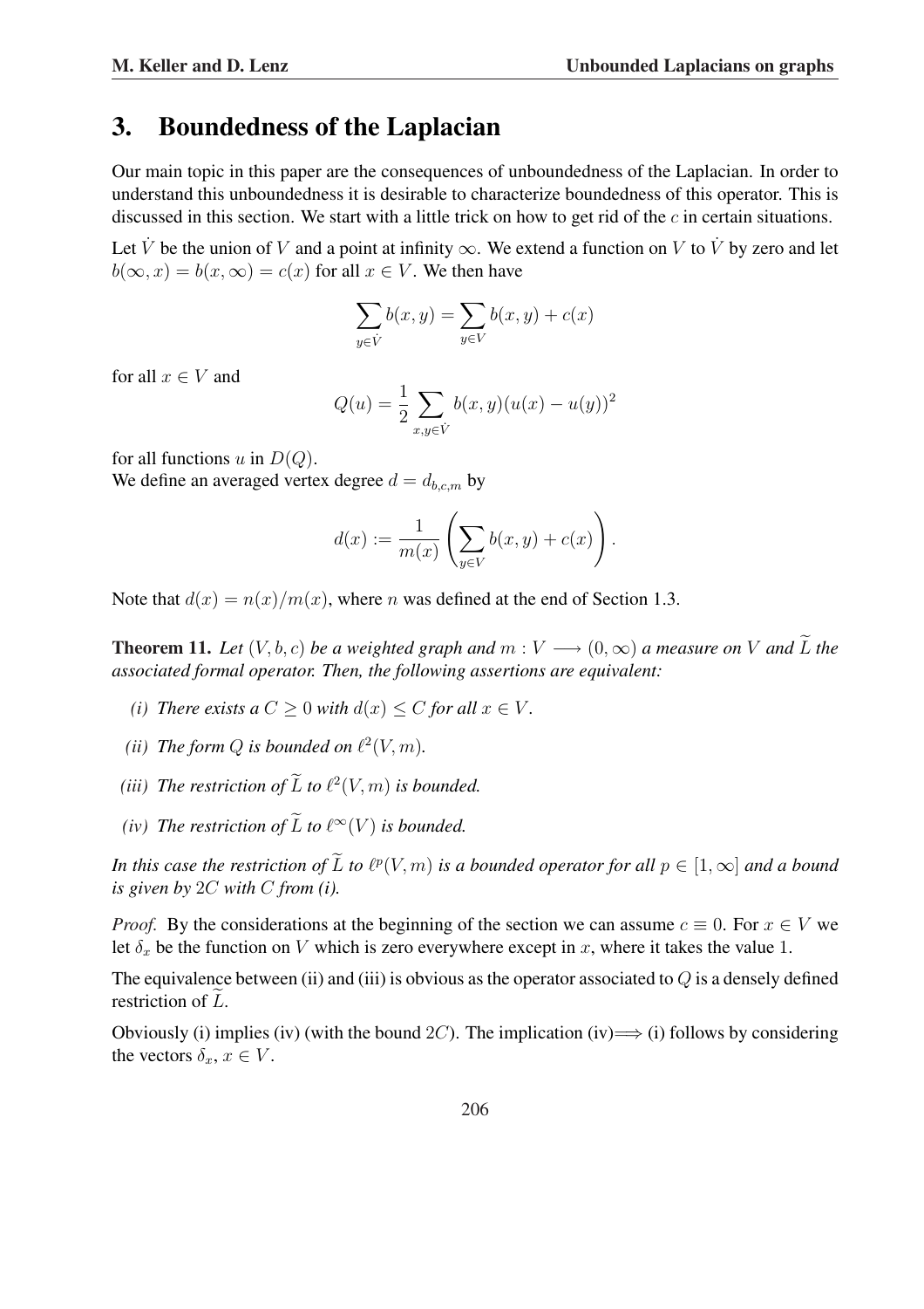## 3. Boundedness of the Laplacian

Our main topic in this paper are the consequences of unboundedness of the Laplacian. In order to understand this unboundedness it is desirable to characterize boundedness of this operator. This is discussed in this section. We start with a little trick on how to get rid of the $c$ in certain situations.

Let $\dot{V}$ be the union of $V$ and a point at infinity $\infty$. We extend a function on $V$ to $\dot{V}$ by zero and let $b(\infty, x) = b(x, \infty) = c(x)$ for all $x \in V$. We then have

$$\sum_{y \in \dot{V}} b(x, y) = \sum_{y \in V} b(x, y) + c(x)$$

for all $x \in V$ and

$$Q(u) = \frac{1}{2} \sum_{x,y \in \dot{V}} b(x, y)(u(x) - u(y))^2$$

for all functions $u$ in $D(Q)$.
We define an averaged vertex degree $d = d_{b,c,m}$ by

$$d(x) := \frac{1}{m(x)} \left( \sum_{y \in V} b(x, y) + c(x) \right).$$

Note that $d(x) = n(x)/m(x)$, where $n$ was defined at the end of Section 1.3.

**Theorem 11.** *Let $(V, b, c)$ be a weighted graph and $m : V \longrightarrow (0, \infty)$ a measure on $V$ and $\widetilde{L}$ the associated formal operator. Then, the following assertions are equivalent:*

- *(i) There exists a $C \geq 0$ with $d(x) \leq C$ for all $x \in V$.*
- *(ii) The form $Q$ is bounded on $\ell^2(V, m)$.*
- *(iii) The restriction of $\widetilde{L}$ to $\ell^2(V, m)$ is bounded.*
- *(iv) The restriction of $\widetilde{L}$ to $\ell^\infty(V)$ is bounded.*

*In this case the restriction of $\widetilde{L}$ to $\ell^p(V, m)$ is a bounded operator for all $p \in [1, \infty]$ and a bound is given by $2C$ with $C$ from (i).*

*Proof.* By the considerations at the beginning of the section we can assume $c \equiv 0$. For $x \in V$ we let $\delta_x$ be the function on $V$ which is zero everywhere except in $x$, where it takes the value $1$.

The equivalence between (ii) and (iii) is obvious as the operator associated to $Q$ is a densely defined restriction of $\widetilde{L}$.

Obviously (i) implies (iv) (with the bound $2C$). The implication (iv)$\Longrightarrow$ (i) follows by considering the vectors $\delta_x$, $x \in V$.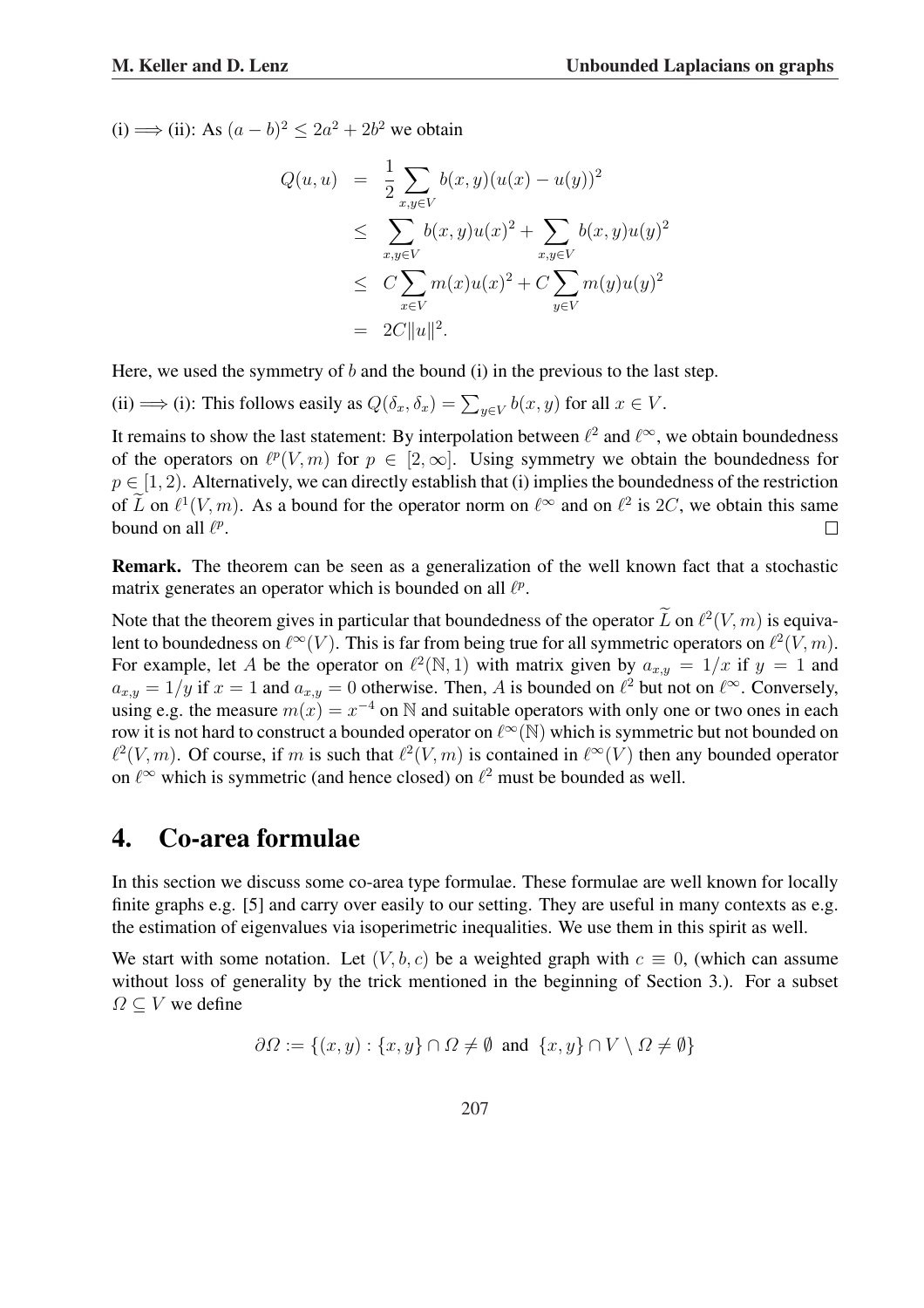(i) $\Longrightarrow$ (ii): As $(a-b)^2 \leq 2a^2 + 2b^2$ we obtain

$$
\begin{aligned}
Q(u,u) &= \frac{1}{2} \sum_{x,y \in V} b(x,y)(u(x)-u(y))^2 \\
&\leq \sum_{x,y\in V} b(x,y)u(x)^2 + \sum_{x,y\in V} b(x,y)u(y)^2 \\
&\leq C\sum_{x\in V} m(x)u(x)^2 + C\sum_{y\in V} m(y)u(y)^2 \\
&= 2C\|u\|^2.
\end{aligned}
$$

Here, we used the symmetry of $b$ and the bound (i) in the previous to the last step.

(ii) $\Longrightarrow$ (i): This follows easily as $Q(\delta_x, \delta_x) = \sum_{y\in V} b(x,y)$ for all $x \in V$.

It remains to show the last statement: By interpolation between $\ell^2$ and $\ell^\infty$, we obtain boundedness of the operators on $\ell^p(V,m)$ for $p \in [2,\infty]$. Using symmetry we obtain the boundedness for $p \in [1,2)$. Alternatively, we can directly establish that (i) implies the boundedness of the restriction of $\widetilde{L}$ on $\ell^1(V,m)$. As a bound for the operator norm on $\ell^\infty$ and on $\ell^2$ is $2C$, we obtain this same bound on all $\ell^p$. $\square$

**Remark.** The theorem can be seen as a generalization of the well known fact that a stochastic matrix generates an operator which is bounded on all $\ell^p$.

Note that the theorem gives in particular that boundedness of the operator $\widetilde{L}$ on $\ell^2(V,m)$ is equivalent to boundedness on $\ell^\infty(V)$. This is far from being true for all symmetric operators on $\ell^2(V,m)$. For example, let $A$ be the operator on $\ell^2(\mathbb{N},1)$ with matrix given by $a_{x,y} = 1/x$ if $y = 1$ and $a_{x,y} = 1/y$ if $x = 1$ and $a_{x,y} = 0$ otherwise. Then, $A$ is bounded on $\ell^2$ but not on $\ell^\infty$. Conversely, using e.g. the measure $m(x) = x^{-4}$ on $\mathbb{N}$ and suitable operators with only one or two ones in each row it is not hard to construct a bounded operator on $\ell^\infty(\mathbb{N})$ which is symmetric but not bounded on $\ell^2(V,m)$. Of course, if $m$ is such that $\ell^2(V,m)$ is contained in $\ell^\infty(V)$ then any bounded operator on $\ell^\infty$ which is symmetric (and hence closed) on $\ell^2$ must be bounded as well.

## 4. Co-area formulae

In this section we discuss some co-area type formulae. These formulae are well known for locally finite graphs e.g. [5] and carry over easily to our setting. They are useful in many contexts as e.g. the estimation of eigenvalues via isoperimetric inequalities. We use them in this spirit as well.

We start with some notation. Let $(V,b,c)$ be a weighted graph with $c \equiv 0$, (which can assume without loss of generality by the trick mentioned in the beginning of Section 3.). For a subset $\Omega \subseteq V$ we define

$$
\partial\Omega := \{(x,y) : \{x,y\} \cap \Omega \neq \emptyset \text{ and } \{x,y\} \cap V \setminus \Omega \neq \emptyset\}
$$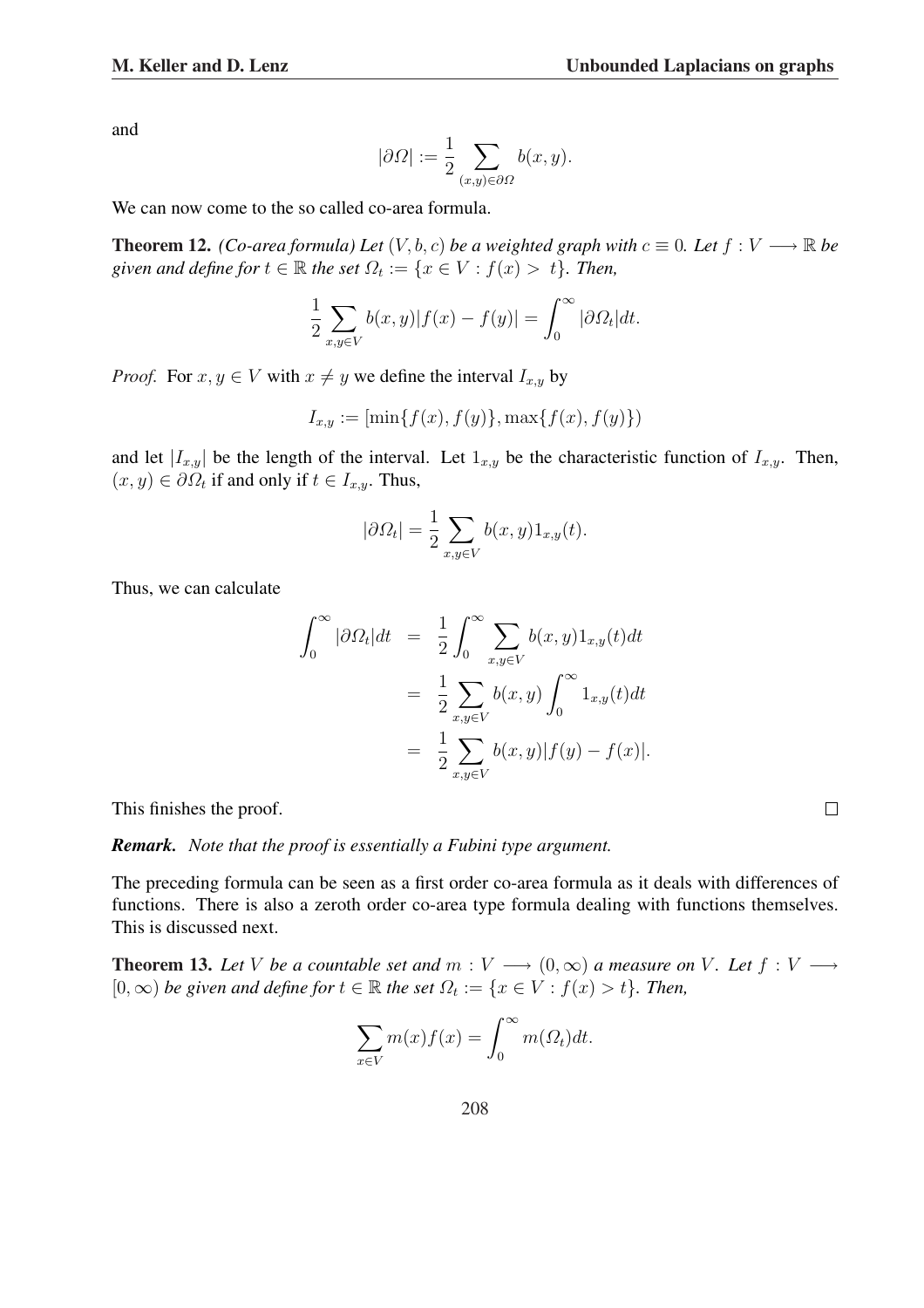and

$$|\partial\Omega| := \frac{1}{2}\sum_{(x,y)\in\partial\Omega} b(x,y).$$

We can now come to the so called co-area formula.

**Theorem 12.** *(Co-area formula) Let $(V,b,c)$ be a weighted graph with $c\equiv 0$. Let $f: V\longrightarrow\mathbb{R}$ be given and define for $t\in\mathbb{R}$ the set $\Omega_t := \{x\in V : f(x) > t\}$. Then,*

$$\frac{1}{2}\sum_{x,y\in V} b(x,y)|f(x)-f(y)| = \int_0^\infty |\partial\Omega_t| dt.$$

*Proof.* For $x,y\in V$ with $x\neq y$ we define the interval $I_{x,y}$ by

$$I_{x,y} := [\min\{f(x),f(y)\}, \max\{f(x),f(y)\})$$

and let $|I_{x,y}|$ be the length of the interval. Let $1_{x,y}$ be the characteristic function of $I_{x,y}$. Then, $(x,y)\in\partial\Omega_t$ if and only if $t\in I_{x,y}$. Thus,

$$|\partial\Omega_t| = \frac{1}{2}\sum_{x,y\in V} b(x,y)1_{x,y}(t).$$

Thus, we can calculate

$$\begin{aligned}
\int_0^\infty |\partial\Omega_t| dt &= \frac{1}{2}\int_0^\infty \sum_{x,y\in V} b(x,y)1_{x,y}(t)dt \\
&= \frac{1}{2}\sum_{x,y\in V} b(x,y)\int_0^\infty 1_{x,y}(t)dt \\
&= \frac{1}{2}\sum_{x,y\in V} b(x,y)|f(y)-f(x)|.
\end{aligned}$$

This finishes the proof. □

***Remark.*** *Note that the proof is essentially a Fubini type argument.*

The preceding formula can be seen as a first order co-area formula as it deals with differences of functions. There is also a zeroth order co-area type formula dealing with functions themselves. This is discussed next.

**Theorem 13.** *Let $V$ be a countable set and $m: V\longrightarrow(0,\infty)$ a measure on $V$. Let $f: V\longrightarrow [0,\infty)$ be given and define for $t\in\mathbb{R}$ the set $\Omega_t := \{x\in V : f(x) > t\}$. Then,*

$$\sum_{x\in V} m(x)f(x) = \int_0^\infty m(\Omega_t)dt.$$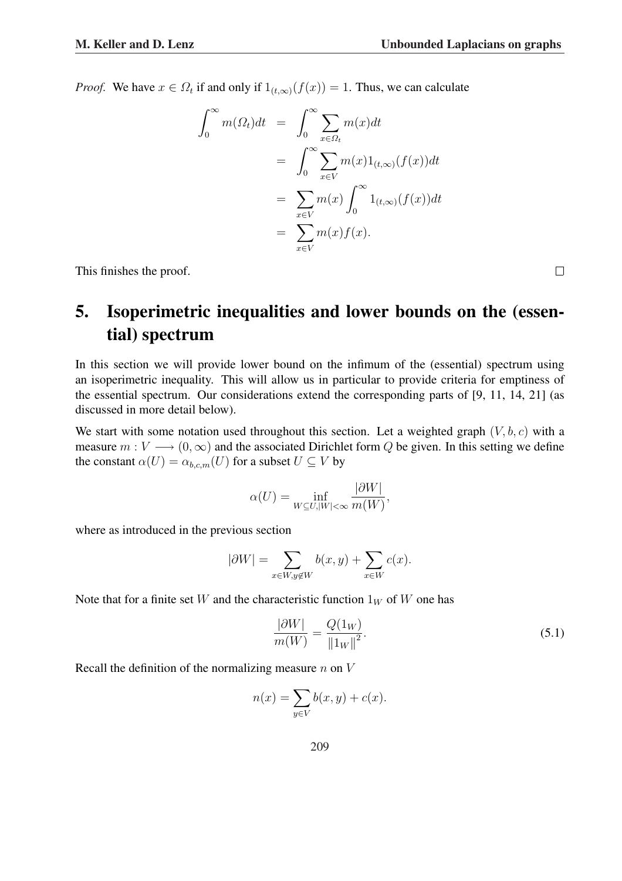*Proof.* We have $x \in \Omega_t$ if and only if $1_{(t,\infty)}(f(x)) = 1$. Thus, we can calculate

$$
\begin{aligned}
\int_0^\infty m(\Omega_t)dt &= \int_0^\infty \sum_{x \in \Omega_t} m(x) dt \\
&= \int_0^\infty \sum_{x \in V} m(x) 1_{(t,\infty)}(f(x)) dt \\
&= \sum_{x \in V} m(x) \int_0^\infty 1_{(t,\infty)}(f(x)) dt \\
&= \sum_{x \in V} m(x) f(x).
\end{aligned}
$$

This finishes the proof. □

# 5. Isoperimetric inequalities and lower bounds on the (essential) spectrum

In this section we will provide lower bound on the infimum of the (essential) spectrum using an isoperimetric inequality. This will allow us in particular to provide criteria for emptiness of the essential spectrum. Our considerations extend the corresponding parts of [9, 11, 14, 21] (as discussed in more detail below).

We start with some notation used throughout this section. Let a weighted graph $(V, b, c)$ with a measure $m : V \longrightarrow (0, \infty)$ and the associated Dirichlet form $Q$ be given. In this setting we define the constant $\alpha(U) = \alpha_{b,c,m}(U)$ for a subset $U \subseteq V$ by

$$
\alpha(U) = \inf_{W \subseteq U, |W| < \infty} \frac{|\partial W|}{m(W)},
$$

where as introduced in the previous section

$$
|\partial W| = \sum_{x \in W, y \notin W} b(x, y) + \sum_{x \in W} c(x).
$$

Note that for a finite set $W$ and the characteristic function $1_W$ of $W$ one has

$$
\frac{|\partial W|}{m(W)} = \frac{Q(1_W)}{\|1_W\|^2}. \tag{5.1}
$$

Recall the definition of the normalizing measure $n$ on $V$

$$
n(x) = \sum_{y \in V} b(x, y) + c(x).
$$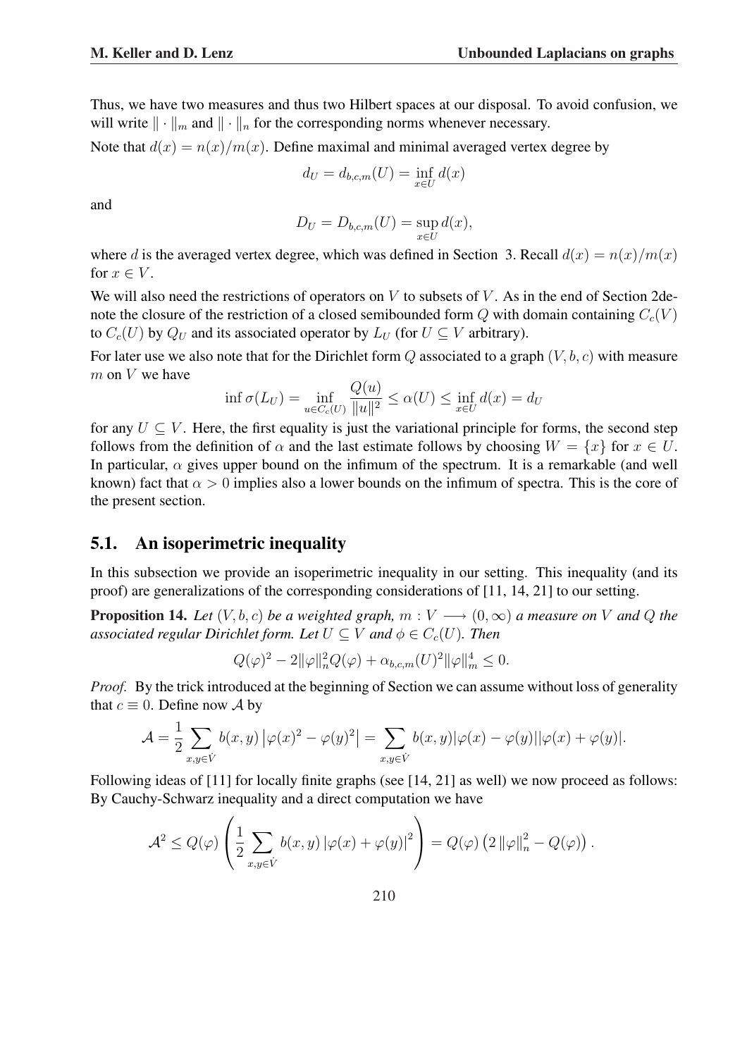Thus, we have two measures and thus two Hilbert spaces at our disposal. To avoid confusion, we will write $\|\cdot\|_m$ and $\|\cdot\|_n$ for the corresponding norms whenever necessary.

Note that $d(x) = n(x)/m(x)$. Define maximal and minimal averaged vertex degree by

$$d_U = d_{b,c,m}(U) = \inf_{x\in U} d(x)$$

and

$$D_U = D_{b,c,m}(U) = \sup_{x\in U} d(x),$$

where $d$ is the averaged vertex degree, which was defined in Section 3. Recall $d(x) = n(x)/m(x)$ for $x \in V$.

We will also need the restrictions of operators on $V$ to subsets of $V$. As in the end of Section 2denote the closure of the restriction of a closed semibounded form $Q$ with domain containing $C_c(V)$ to $C_c(U)$ by $Q_U$ and its associated operator by $L_U$ (for $U \subseteq V$ arbitrary).

For later use we also note that for the Dirichlet form $Q$ associated to a graph $(V, b, c)$ with measure $m$ on $V$ we have

$$\inf \sigma(L_U) = \inf_{u\in C_c(U)} \frac{Q(u)}{\|u\|^2} \leq \alpha(U) \leq \inf_{x\in U} d(x) = d_U$$

for any $U \subseteq V$. Here, the first equality is just the variational principle for forms, the second step follows from the definition of $\alpha$ and the last estimate follows by choosing $W = \{x\}$ for $x \in U$. In particular, $\alpha$ gives upper bound on the infimum of the spectrum. It is a remarkable (and well known) fact that $\alpha > 0$ implies also a lower bounds on the infimum of spectra. This is the core of the present section.

## 5.1. An isoperimetric inequality

In this subsection we provide an isoperimetric inequality in our setting. This inequality (and its proof) are generalizations of the corresponding considerations of [11, 14, 21] to our setting.

**Proposition 14.** *Let $(V, b, c)$ be a weighted graph, $m : V \longrightarrow (0, \infty)$ a measure on $V$ and $Q$ the associated regular Dirichlet form. Let $U \subseteq V$ and $\phi \in C_c(U)$. Then*

$$Q(\varphi)^2 - 2\|\varphi\|_n^2 Q(\varphi) + \alpha_{b,c,m}(U)^2 \|\varphi\|_m^4 \leq 0.$$

*Proof.* By the trick introduced at the beginning of Section we can assume without loss of generality that $c \equiv 0$. Define now $\mathcal{A}$ by

$$\mathcal{A} = \frac{1}{2} \sum_{x,y\in \dot{V}} b(x, y) \left|\varphi(x)^2 - \varphi(y)^2\right| = \sum_{x,y\in \dot{V}} b(x, y)|\varphi(x) - \varphi(y)||\varphi(x) + \varphi(y)|.$$

Following ideas of [11] for locally finite graphs (see [14, 21] as well) we now proceed as follows: By Cauchy-Schwarz inequality and a direct computation we have

$$\mathcal{A}^2 \leq Q(\varphi) \left( \frac{1}{2} \sum_{x,y\in \dot{V}} b(x, y) \left|\varphi(x) + \varphi(y)\right|^2 \right) = Q(\varphi) \left(2 \left\|\varphi\right\|_n^2 - Q(\varphi)\right).$$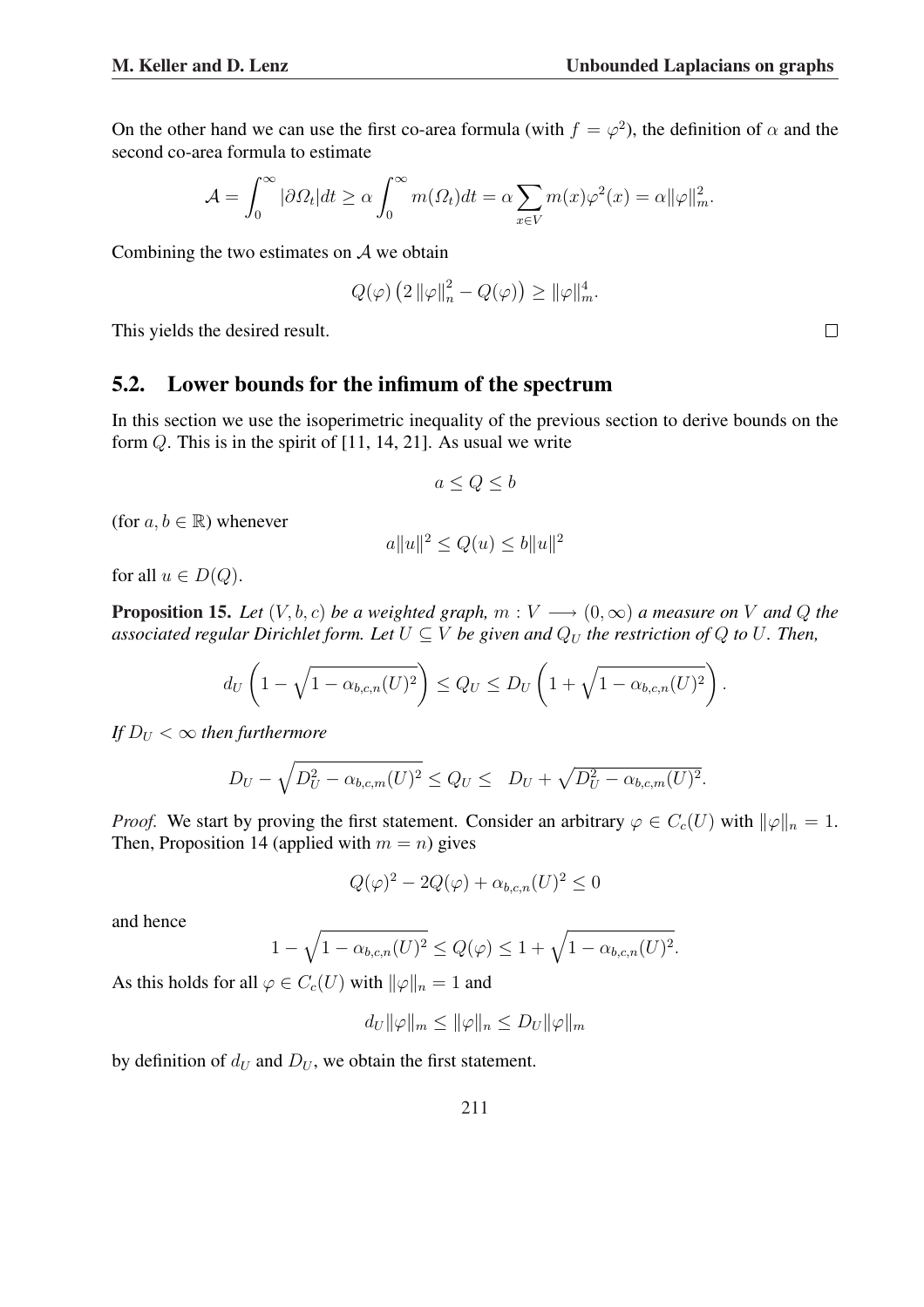On the other hand we can use the first co-area formula (with $f = \varphi^2$), the definition of $\alpha$ and the second co-area formula to estimate

$$\mathcal{A} = \int_0^\infty |\partial \Omega_t| dt \geq \alpha \int_0^\infty m(\Omega_t) dt = \alpha \sum_{x \in V} m(x) \varphi^2(x) = \alpha \|\varphi\|_m^2.$$

Combining the two estimates on $\mathcal{A}$ we obtain

$$Q(\varphi) \left( 2 \|\varphi\|_n^2 - Q(\varphi) \right) \geq \|\varphi\|_m^4.$$

This yields the desired result. $\square$

## 5.2. Lower bounds for the infimum of the spectrum

In this section we use the isoperimetric inequality of the previous section to derive bounds on the form $Q$. This is in the spirit of [11, 14, 21]. As usual we write

$$a \leq Q \leq b$$

(for $a, b \in \mathbb{R}$) whenever

$$a\|u\|^2 \leq Q(u) \leq b\|u\|^2$$

for all $u \in D(Q)$.

**Proposition 15.** *Let $(V, b, c)$ be a weighted graph, $m : V \longrightarrow (0, \infty)$ a measure on $V$ and $Q$ the associated regular Dirichlet form. Let $U \subseteq V$ be given and $Q_U$ the restriction of $Q$ to $U$. Then,*

$$d_U \left( 1 - \sqrt{1 - \alpha_{b,c,n}(U)^2} \right) \leq Q_U \leq D_U \left( 1 + \sqrt{1 - \alpha_{b,c,n}(U)^2} \right).$$

*If $D_U < \infty$ then furthermore*

$$D_U - \sqrt{D_U^2 - \alpha_{b,c,m}(U)^2} \leq Q_U \leq \quad D_U + \sqrt{D_U^2 - \alpha_{b,c,m}(U)^2}.$$

*Proof.* We start by proving the first statement. Consider an arbitrary $\varphi \in C_c(U)$ with $\|\varphi\|_n = 1$. Then, Proposition 14 (applied with $m = n$) gives

$$Q(\varphi)^2 - 2Q(\varphi) + \alpha_{b,c,n}(U)^2 \leq 0$$

and hence

$$1 - \sqrt{1 - \alpha_{b,c,n}(U)^2} \leq Q(\varphi) \leq 1 + \sqrt{1 - \alpha_{b,c,n}(U)^2}.$$

As this holds for all $\varphi \in C_c(U)$ with $\|\varphi\|_n = 1$ and

$$d_U \|\varphi\|_m \leq \|\varphi\|_n \leq D_U \|\varphi\|_m$$

by definition of $d_U$ and $D_U$, we obtain the first statement.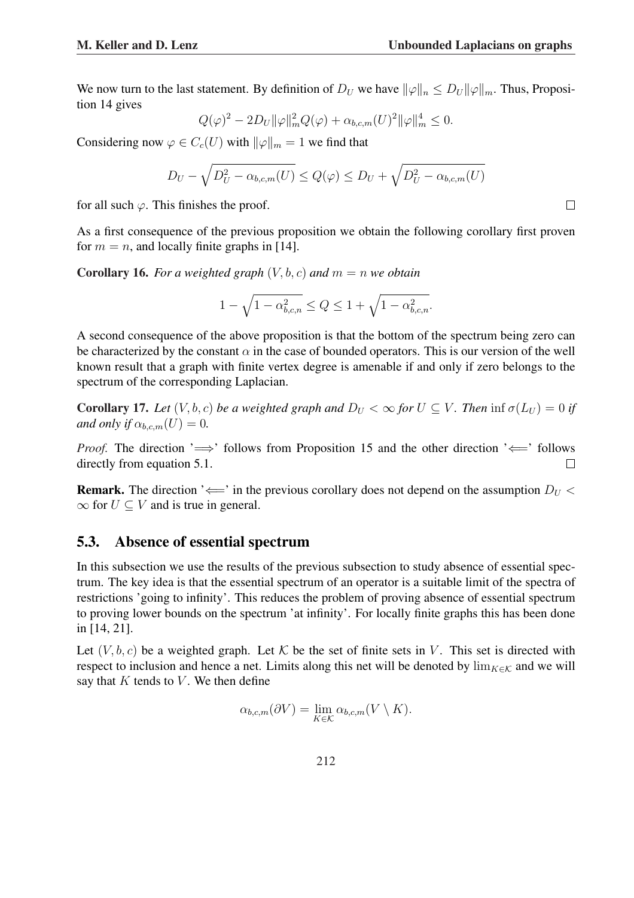We now turn to the last statement. By definition of $D_U$ we have $\|\varphi\|_n \leq D_U\|\varphi\|_m$. Thus, Proposition 14 gives

$$Q(\varphi)^2 - 2D_U\|\varphi\|_m^2 Q(\varphi) + \alpha_{b,c,m}(U)^2\|\varphi\|_m^4 \leq 0.$$

Considering now $\varphi \in C_c(U)$ with $\|\varphi\|_m = 1$ we find that

$$D_U - \sqrt{D_U^2 - \alpha_{b,c,m}(U)} \leq Q(\varphi) \leq D_U + \sqrt{D_U^2 - \alpha_{b,c,m}(U)}$$

for all such $\varphi$. This finishes the proof. □

As a first consequence of the previous proposition we obtain the following corollary first proven for $m = n$, and locally finite graphs in [14].

**Corollary 16.** *For a weighted graph $(V, b, c)$ and $m = n$ we obtain*

$$1 - \sqrt{1 - \alpha_{b,c,n}^2} \leq Q \leq 1 + \sqrt{1 - \alpha_{b,c,n}^2}.$$

A second consequence of the above proposition is that the bottom of the spectrum being zero can be characterized by the constant $\alpha$ in the case of bounded operators. This is our version of the well known result that a graph with finite vertex degree is amenable if and only if zero belongs to the spectrum of the corresponding Laplacian.

**Corollary 17.** *Let $(V, b, c)$ be a weighted graph and $D_U < \infty$ for $U \subseteq V$. Then $\inf \sigma(L_U) = 0$ if and only if $\alpha_{b,c,m}(U) = 0$.*

*Proof.* The direction '$\Longrightarrow$' follows from Proposition 15 and the other direction '$\Longleftarrow$' follows directly from equation 5.1. □

**Remark.** The direction '$\Longleftarrow$' in the previous corollary does not depend on the assumption $D_U < \infty$ for $U \subseteq V$ and is true in general.

## 5.3. Absence of essential spectrum

In this subsection we use the results of the previous subsection to study absence of essential spectrum. The key idea is that the essential spectrum of an operator is a suitable limit of the spectra of restrictions 'going to infinity'. This reduces the problem of proving absence of essential spectrum to proving lower bounds on the spectrum 'at infinity'. For locally finite graphs this has been done in [14, 21].

Let $(V, b, c)$ be a weighted graph. Let $\mathcal{K}$ be the set of finite sets in $V$. This set is directed with respect to inclusion and hence a net. Limits along this net will be denoted by $\lim_{K\in\mathcal{K}}$ and we will say that $K$ tends to $V$. We then define

$$\alpha_{b,c,m}(\partial V) = \lim_{K\in\mathcal{K}} \alpha_{b,c,m}(V \setminus K).$$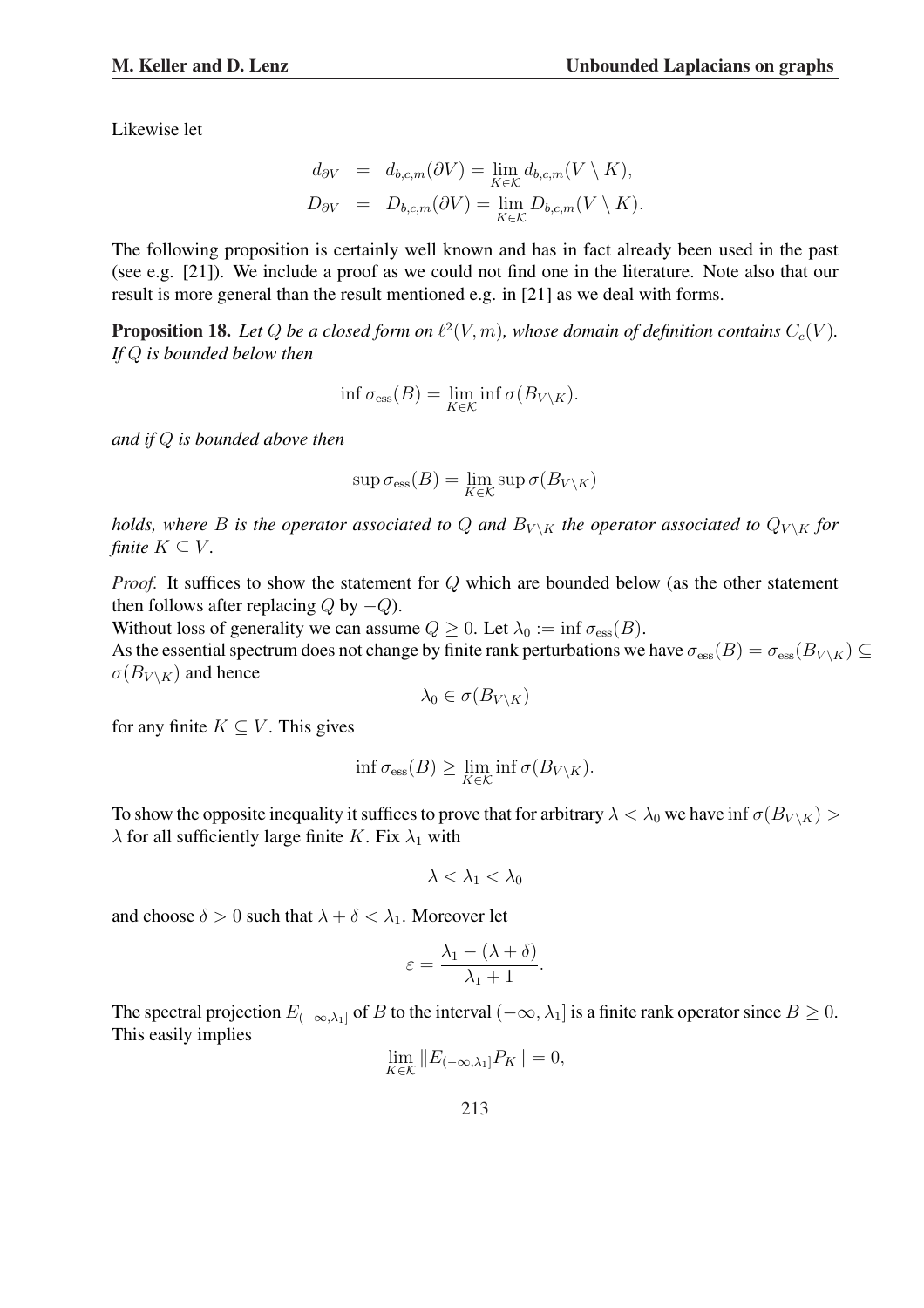Likewise let

$$
\begin{aligned}
d_{\partial V} &= d_{b,c,m}(\partial V) = \lim_{K\in\mathcal{K}} d_{b,c,m}(V\setminus K),\\
D_{\partial V} &= D_{b,c,m}(\partial V) = \lim_{K\in\mathcal{K}} D_{b,c,m}(V\setminus K).
\end{aligned}
$$

The following proposition is certainly well known and has in fact already been used in the past (see e.g. [21]). We include a proof as we could not find one in the literature. Note also that our result is more general than the result mentioned e.g. in [21] as we deal with forms.

**Proposition 18.** *Let $Q$ be a closed form on $\ell^2(V,m)$, whose domain of definition contains $C_c(V)$. If $Q$ is bounded below then*

$$
\inf \sigma_{\mathrm{ess}}(B) = \lim_{K\in\mathcal{K}} \inf \sigma(B_{V\setminus K}).
$$

*and if $Q$ is bounded above then*

$$
\sup \sigma_{\mathrm{ess}}(B) = \lim_{K\in\mathcal{K}} \sup \sigma(B_{V\setminus K})
$$

*holds, where $B$ is the operator associated to $Q$ and $B_{V\setminus K}$ the operator associated to $Q_{V\setminus K}$ for finite $K\subseteq V$.*

*Proof.* It suffices to show the statement for $Q$ which are bounded below (as the other statement then follows after replacing $Q$ by $-Q$).
Without loss of generality we can assume $Q\geq 0$. Let $\lambda_0 := \inf\sigma_{\mathrm{ess}}(B)$.
As the essential spectrum does not change by finite rank perturbations we have $\sigma_{\mathrm{ess}}(B) = \sigma_{\mathrm{ess}}(B_{V\setminus K}) \subseteq \sigma(B_{V\setminus K})$ and hence

$$
\lambda_0 \in \sigma(B_{V\setminus K})
$$

for any finite $K\subseteq V$. This gives

$$
\inf \sigma_{\mathrm{ess}}(B) \geq \lim_{K\in\mathcal{K}} \inf \sigma(B_{V\setminus K}).
$$

To show the opposite inequality it suffices to prove that for arbitrary $\lambda<\lambda_0$ we have $\inf\sigma(B_{V\setminus K}) > \lambda$ for all sufficiently large finite $K$. Fix $\lambda_1$ with

$$
\lambda < \lambda_1 < \lambda_0
$$

and choose $\delta>0$ such that $\lambda+\delta<\lambda_1$. Moreover let

$$
\varepsilon = \frac{\lambda_1 - (\lambda+\delta)}{\lambda_1 + 1}.
$$

The spectral projection $E_{(-\infty,\lambda_1]}$ of $B$ to the interval $(-\infty,\lambda_1]$ is a finite rank operator since $B\geq 0$. This easily implies

$$
\lim_{K\in\mathcal{K}} \|E_{(-\infty,\lambda_1]}P_K\| = 0,
$$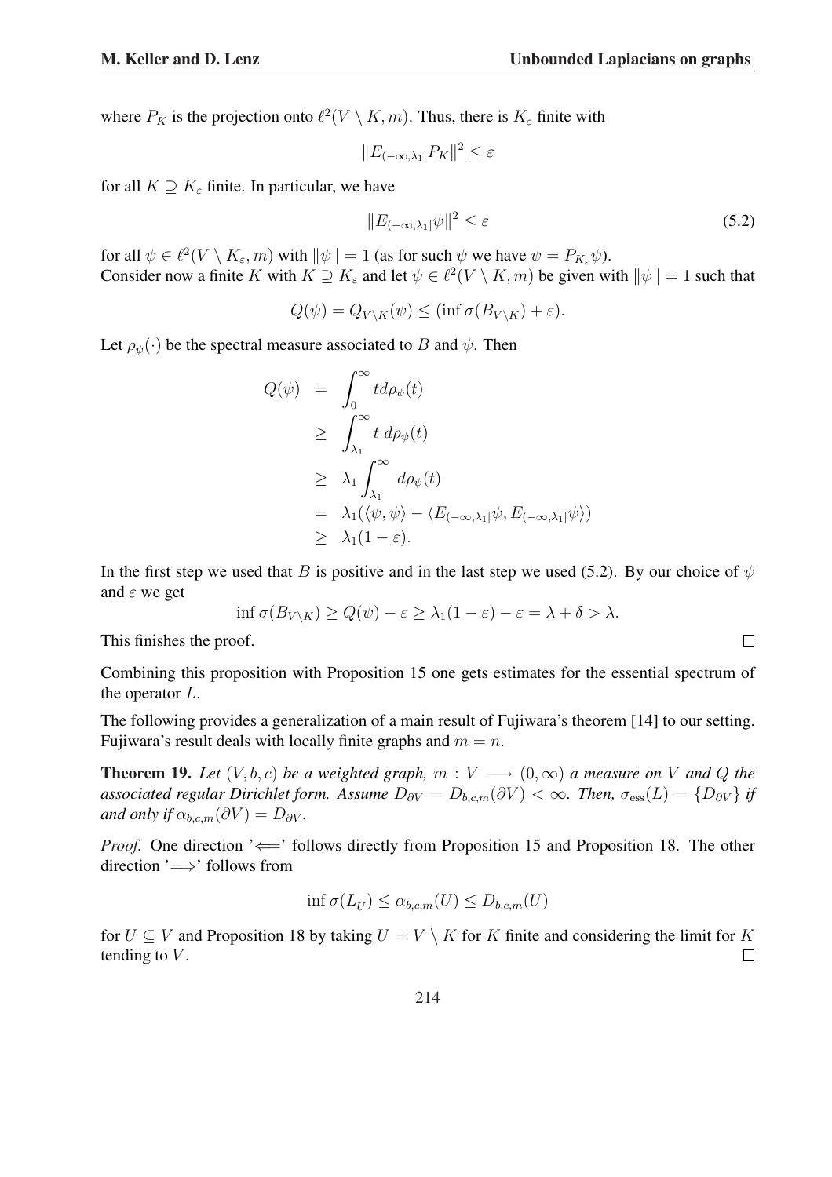where $P_K$ is the projection onto $\ell^2(V \setminus K, m)$. Thus, there is $K_\varepsilon$ finite with

$$\|E_{(-\infty,\lambda_1]} P_K\|^2 \leq \varepsilon$$

for all $K \supseteq K_\varepsilon$ finite. In particular, we have

$$\|E_{(-\infty,\lambda_1]} \psi\|^2 \leq \varepsilon \tag{5.2}$$

for all $\psi \in \ell^2(V \setminus K_\varepsilon, m)$ with $\|\psi\| = 1$ (as for such $\psi$ we have $\psi = P_{K_\varepsilon}\psi$).
Consider now a finite $K$ with $K \supseteq K_\varepsilon$ and let $\psi \in \ell^2(V \setminus K, m)$ be given with $\|\psi\| = 1$ such that

$$Q(\psi) = Q_{V\setminus K}(\psi) \leq (\inf \sigma(B_{V\setminus K}) + \varepsilon).$$

Let $\rho_\psi(\cdot)$ be the spectral measure associated to $B$ and $\psi$. Then

$$\begin{aligned}
Q(\psi) &= \int_0^\infty t d\rho_\psi(t) \\
&\geq \int_{\lambda_1}^\infty t \, d\rho_\psi(t) \\
&\geq \lambda_1 \int_{\lambda_1}^\infty d\rho_\psi(t) \\
&= \lambda_1(\langle \psi, \psi \rangle - \langle E_{(-\infty,\lambda_1]}\psi, E_{(-\infty,\lambda_1]}\psi \rangle) \\
&\geq \lambda_1(1 - \varepsilon).
\end{aligned}$$

In the first step we used that $B$ is positive and in the last step we used (5.2). By our choice of $\psi$ and $\varepsilon$ we get

$$\inf \sigma(B_{V\setminus K}) \geq Q(\psi) - \varepsilon \geq \lambda_1(1 - \varepsilon) - \varepsilon = \lambda + \delta > \lambda.$$

This finishes the proof. □

Combining this proposition with Proposition 15 one gets estimates for the essential spectrum of the operator $L$.

The following provides a generalization of a main result of Fujiwara's theorem [14] to our setting. Fujiwara's result deals with locally finite graphs and $m = n$.

**Theorem 19.** *Let $(V, b, c)$ be a weighted graph, $m : V \longrightarrow (0, \infty)$ a measure on $V$ and $Q$ the associated regular Dirichlet form. Assume $D_{\partial V} = D_{b,c,m}(\partial V) < \infty$. Then, $\sigma_{\text{ess}}(L) = \{D_{\partial V}\}$ if and only if $\alpha_{b,c,m}(\partial V) = D_{\partial V}$.*

*Proof.* One direction '$\Longleftarrow$' follows directly from Proposition 15 and Proposition 18. The other direction '$\Longrightarrow$' follows from

$$\inf \sigma(L_U) \leq \alpha_{b,c,m}(U) \leq D_{b,c,m}(U)$$

for $U \subseteq V$ and Proposition 18 by taking $U = V \setminus K$ for $K$ finite and considering the limit for $K$ tending to $V$. □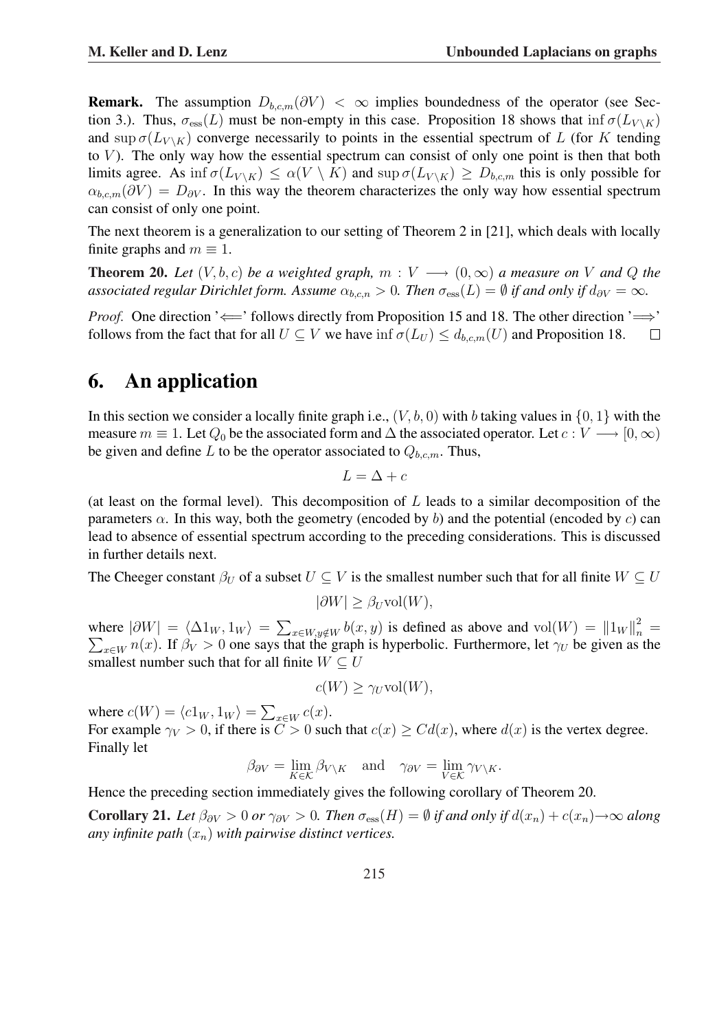**Remark.** The assumption $D_{b,c,m}(\partial V) < \infty$ implies boundedness of the operator (see Section 3.). Thus, $\sigma_{\text{ess}}(L)$ must be non-empty in this case. Proposition 18 shows that $\inf \sigma(L_{V \setminus K})$ and $\sup \sigma(L_{V \setminus K})$ converge necessarily to points in the essential spectrum of $L$ (for $K$ tending to $V$). The only way how the essential spectrum can consist of only one point is then that both limits agree. As $\inf \sigma(L_{V \setminus K}) \leq \alpha(V \setminus K)$ and $\sup \sigma(L_{V \setminus K}) \geq D_{b,c,m}$ this is only possible for $\alpha_{b,c,m}(\partial V) = D_{\partial V}$. In this way the theorem characterizes the only way how essential spectrum can consist of only one point.

The next theorem is a generalization to our setting of Theorem 2 in [21], which deals with locally finite graphs and $m \equiv 1$.

**Theorem 20.** *Let $(V, b, c)$ be a weighted graph, $m : V \longrightarrow (0, \infty)$ a measure on $V$ and $Q$ the associated regular Dirichlet form. Assume $\alpha_{b,c,n} > 0$. Then $\sigma_{\text{ess}}(L) = \emptyset$ if and only if $d_{\partial V} = \infty$.*

*Proof.* One direction '$\Longleftarrow$' follows directly from Proposition 15 and 18. The other direction '$\Longrightarrow$' follows from the fact that for all $U \subseteq V$ we have $\inf \sigma(L_U) \leq d_{b,c,m}(U)$ and Proposition 18. $\square$

# 6. An application

In this section we consider a locally finite graph i.e., $(V, b, 0)$ with $b$ taking values in $\{0, 1\}$ with the measure $m \equiv 1$. Let $Q_0$ be the associated form and $\Delta$ the associated operator. Let $c : V \longrightarrow [0, \infty)$ be given and define $L$ to be the operator associated to $Q_{b,c,m}$. Thus,

$$L = \Delta + c$$

(at least on the formal level). This decomposition of $L$ leads to a similar decomposition of the parameters $\alpha$. In this way, both the geometry (encoded by $b$) and the potential (encoded by $c$) can lead to absence of essential spectrum according to the preceding considerations. This is discussed in further details next.

The Cheeger constant $\beta_U$ of a subset $U \subseteq V$ is the smallest number such that for all finite $W \subseteq U$

$$|\partial W| \geq \beta_U \text{vol}(W),$$

where $|\partial W| = \langle \Delta 1_W, 1_W \rangle = \sum_{x \in W, y \notin W} b(x, y)$ is defined as above and $\text{vol}(W) = \|1_W\|_n^2 = \sum_{x \in W} n(x)$. If $\beta_V > 0$ one says that the graph is hyperbolic. Furthermore, let $\gamma_U$ be given as the smallest number such that for all finite $W \subseteq U$

$$c(W) \geq \gamma_U \text{vol}(W),$$

where $c(W) = \langle c 1_W, 1_W \rangle = \sum_{x \in W} c(x)$.
For example $\gamma_V > 0$, if there is $C > 0$ such that $c(x) \geq C d(x)$, where $d(x)$ is the vertex degree.
Finally let

$$\beta_{\partial V} = \lim_{K \in \mathcal{K}} \beta_{V \setminus K} \quad \text{and} \quad \gamma_{\partial V} = \lim_{V \in \mathcal{K}} \gamma_{V \setminus K}.$$

Hence the preceding section immediately gives the following corollary of Theorem 20.

**Corollary 21.** *Let $\beta_{\partial V} > 0$ or $\gamma_{\partial V} > 0$. Then $\sigma_{\text{ess}}(H) = \emptyset$ if and only if $d(x_n) + c(x_n) \to \infty$ along any infinite path $(x_n)$ with pairwise distinct vertices.*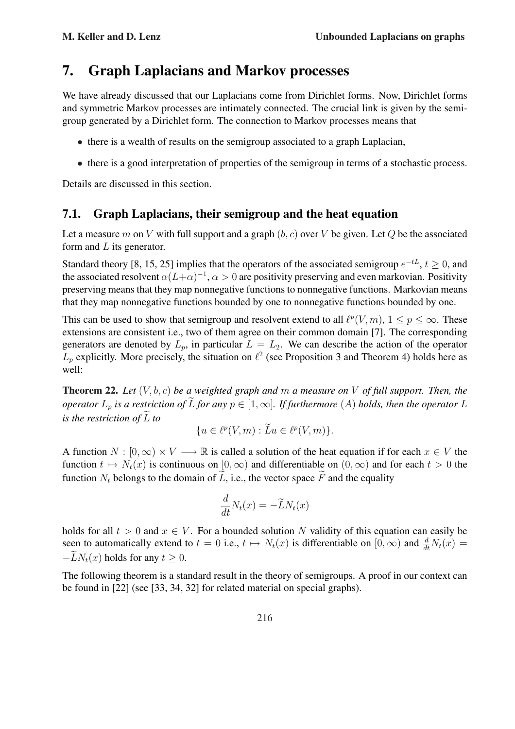# 7. Graph Laplacians and Markov processes

We have already discussed that our Laplacians come from Dirichlet forms. Now, Dirichlet forms and symmetric Markov processes are intimately connected. The crucial link is given by the semigroup generated by a Dirichlet form. The connection to Markov processes means that

- there is a wealth of results on the semigroup associated to a graph Laplacian,
- there is a good interpretation of properties of the semigroup in terms of a stochastic process.

Details are discussed in this section.

## 7.1. Graph Laplacians, their semigroup and the heat equation

Let a measure $m$ on $V$ with full support and a graph $(b, c)$ over $V$ be given. Let $Q$ be the associated form and $L$ its generator.

Standard theory [8, 15, 25] implies that the operators of the associated semigroup $e^{-tL}$, $t \geq 0$, and the associated resolvent $\alpha(L+\alpha)^{-1}$, $\alpha > 0$ are positivity preserving and even markovian. Positivity preserving means that they map nonnegative functions to nonnegative functions. Markovian means that they map nonnegative functions bounded by one to nonnegative functions bounded by one.

This can be used to show that semigroup and resolvent extend to all $\ell^p(V, m)$, $1 \leq p \leq \infty$. These extensions are consistent i.e., two of them agree on their common domain [7]. The corresponding generators are denoted by $L_p$, in particular $L = L_2$. We can describe the action of the operator $L_p$ explicitly. More precisely, the situation on $\ell^2$ (see Proposition 3 and Theorem 4) holds here as well:

**Theorem 22.** *Let $(V, b, c)$ be a weighted graph and $m$ a measure on $V$ of full support. Then, the operator $L_p$ is a restriction of $\widetilde{L}$ for any $p \in [1, \infty]$. If furthermore $(A)$ holds, then the operator $L$ is the restriction of $\widetilde{L}$ to*

$$\{u \in \ell^p(V, m) : \widetilde{L}u \in \ell^p(V, m)\}.$$

A function $N : [0, \infty) \times V \longrightarrow \mathbb{R}$ is called a solution of the heat equation if for each $x \in V$ the function $t \mapsto N_t(x)$ is continuous on $[0, \infty)$ and differentiable on $(0, \infty)$ and for each $t > 0$ the function $N_t$ belongs to the domain of $\widetilde{L}$, i.e., the vector space $\widetilde{F}$ and the equality

$$\frac{d}{dt}N_t(x) = -\widetilde{L}N_t(x)$$

holds for all $t > 0$ and $x \in V$. For a bounded solution $N$ validity of this equation can easily be seen to automatically extend to $t = 0$ i.e., $t \mapsto N_t(x)$ is differentiable on $[0, \infty)$ and $\frac{d}{dt}N_t(x) = -\widetilde{L}N_t(x)$ holds for any $t \geq 0$.

The following theorem is a standard result in the theory of semigroups. A proof in our context can be found in [22] (see [33, 34, 32] for related material on special graphs).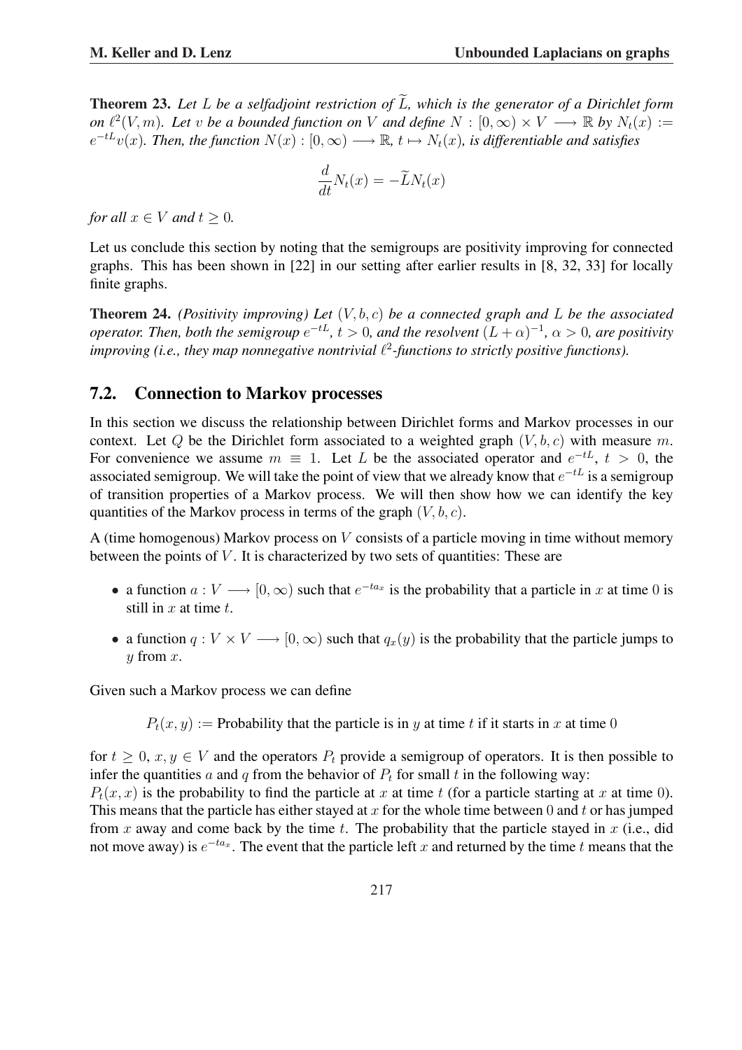**Theorem 23.** *Let $L$ be a selfadjoint restriction of $\widetilde{L}$, which is the generator of a Dirichlet form on $\ell^2(V,m)$. Let $v$ be a bounded function on $V$ and define $N : [0,\infty) \times V \longrightarrow \mathbb{R}$ by $N_t(x) := e^{-tL}v(x)$. Then, the function $N(x) : [0,\infty) \longrightarrow \mathbb{R}$, $t \mapsto N_t(x)$, is differentiable and satisfies*

$$\frac{d}{dt}N_t(x) = -\widetilde{L}N_t(x)$$

*for all $x \in V$ and $t \geq 0$.*

Let us conclude this section by noting that the semigroups are positivity improving for connected graphs. This has been shown in [22] in our setting after earlier results in [8, 32, 33] for locally finite graphs.

**Theorem 24.** *(Positivity improving) Let $(V,b,c)$ be a connected graph and $L$ be the associated operator. Then, both the semigroup $e^{-tL}$, $t > 0$, and the resolvent $(L+\alpha)^{-1}$, $\alpha > 0$, are positivity improving (i.e., they map nonnegative nontrivial $\ell^2$-functions to strictly positive functions).*

## 7.2. Connection to Markov processes

In this section we discuss the relationship between Dirichlet forms and Markov processes in our context. Let $Q$ be the Dirichlet form associated to a weighted graph $(V,b,c)$ with measure $m$. For convenience we assume $m \equiv 1$. Let $L$ be the associated operator and $e^{-tL}$, $t > 0$, the associated semigroup. We will take the point of view that we already know that $e^{-tL}$ is a semigroup of transition properties of a Markov process. We will then show how we can identify the key quantities of the Markov process in terms of the graph $(V,b,c)$.

A (time homogenous) Markov process on $V$ consists of a particle moving in time without memory between the points of $V$. It is characterized by two sets of quantities: These are

- a function $a : V \longrightarrow [0,\infty)$ such that $e^{-ta_x}$ is the probability that a particle in $x$ at time $0$ is still in $x$ at time $t$.
- a function $q : V \times V \longrightarrow [0,\infty)$ such that $q_x(y)$ is the probability that the particle jumps to $y$ from $x$.

Given such a Markov process we can define

$$P_t(x,y) := \text{Probability that the particle is in } y \text{ at time } t \text{ if it starts in } x \text{ at time } 0$$

for $t \geq 0$, $x, y \in V$ and the operators $P_t$ provide a semigroup of operators. It is then possible to infer the quantities $a$ and $q$ from the behavior of $P_t$ for small $t$ in the following way:

$P_t(x,x)$ is the probability to find the particle at $x$ at time $t$ (for a particle starting at $x$ at time $0$). This means that the particle has either stayed at $x$ for the whole time between $0$ and $t$ or has jumped from $x$ away and come back by the time $t$. The probability that the particle stayed in $x$ (i.e., did not move away) is $e^{-ta_x}$. The event that the particle left $x$ and returned by the time $t$ means that the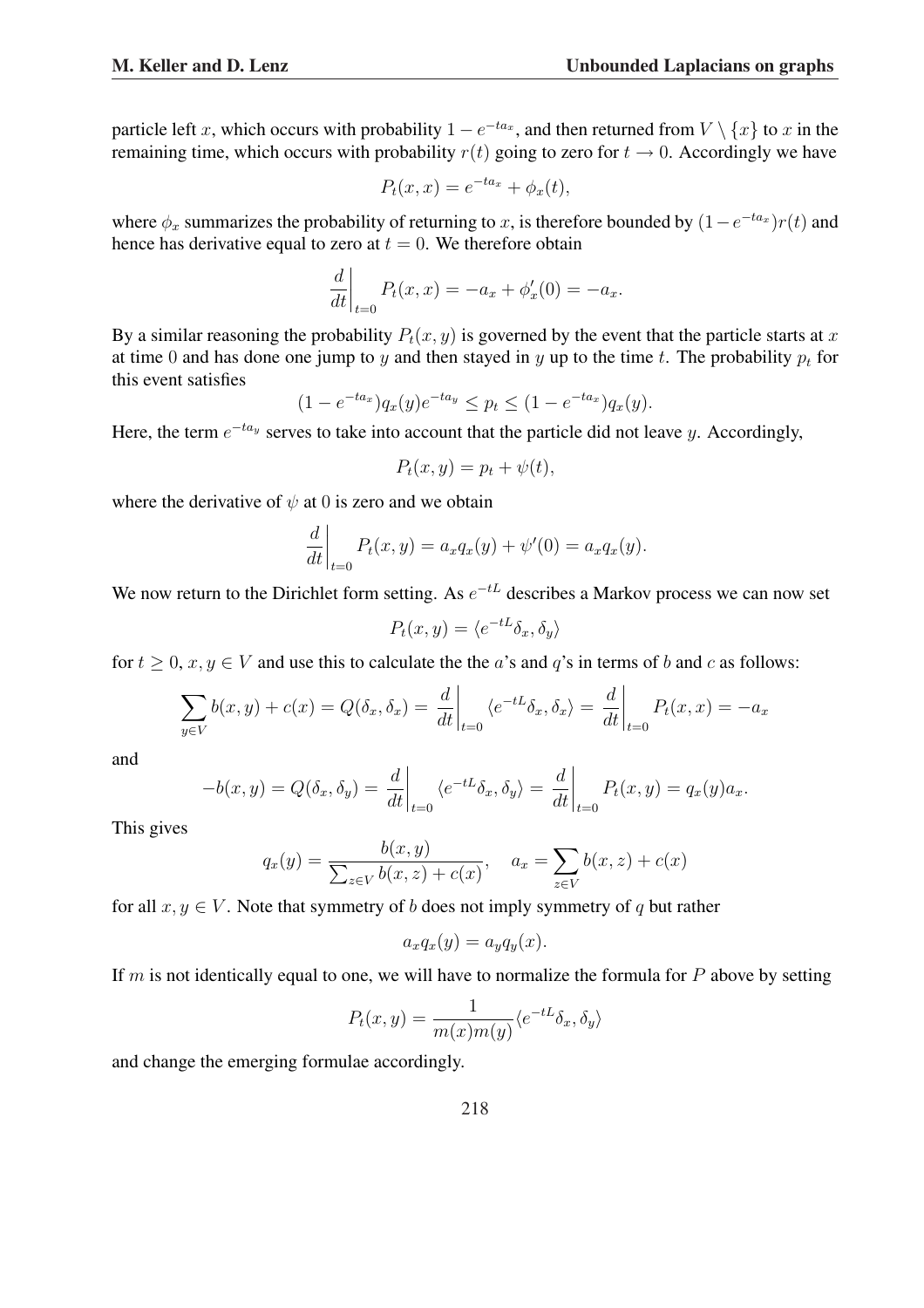particle left $x$, which occurs with probability $1 - e^{-ta_x}$, and then returned from $V \setminus \{x\}$ to $x$ in the remaining time, which occurs with probability $r(t)$ going to zero for $t \to 0$. Accordingly we have

$$P_t(x,x) = e^{-ta_x} + \phi_x(t),$$

where $\phi_x$ summarizes the probability of returning to $x$, is therefore bounded by $(1-e^{-ta_x})r(t)$ and hence has derivative equal to zero at $t = 0$. We therefore obtain

$$\frac{d}{dt}\bigg|_{t=0} P_t(x,x) = -a_x + \phi_x'(0) = -a_x.$$

By a similar reasoning the probability $P_t(x,y)$ is governed by the event that the particle starts at $x$ at time $0$ and has done one jump to $y$ and then stayed in $y$ up to the time $t$. The probability $p_t$ for this event satisfies

$$(1 - e^{-ta_x})q_x(y)e^{-ta_y} \leq p_t \leq (1 - e^{-ta_x})q_x(y).$$

Here, the term $e^{-ta_y}$ serves to take into account that the particle did not leave $y$. Accordingly,

$$P_t(x,y) = p_t + \psi(t),$$

where the derivative of $\psi$ at $0$ is zero and we obtain

$$\frac{d}{dt}\bigg|_{t=0} P_t(x,y) = a_x q_x(y) + \psi'(0) = a_x q_x(y).$$

We now return to the Dirichlet form setting. As $e^{-tL}$ describes a Markov process we can now set

$$P_t(x,y) = \langle e^{-tL}\delta_x, \delta_y\rangle$$

for $t \geq 0$, $x, y \in V$ and use this to calculate the the $a$'s and $q$'s in terms of $b$ and $c$ as follows:

$$\sum_{y\in V} b(x,y) + c(x) = Q(\delta_x,\delta_x) = \frac{d}{dt}\bigg|_{t=0} \langle e^{-tL}\delta_x, \delta_x\rangle = \frac{d}{dt}\bigg|_{t=0} P_t(x,x) = -a_x$$

and

$$-b(x,y) = Q(\delta_x,\delta_y) = \frac{d}{dt}\bigg|_{t=0} \langle e^{-tL}\delta_x, \delta_y\rangle = \frac{d}{dt}\bigg|_{t=0} P_t(x,y) = q_x(y)a_x.$$

This gives

$$q_x(y) = \frac{b(x,y)}{\sum_{z\in V} b(x,z) + c(x)}, \quad a_x = \sum_{z\in V} b(x,z) + c(x)$$

for all $x, y \in V$. Note that symmetry of $b$ does not imply symmetry of $q$ but rather

$$a_x q_x(y) = a_y q_y(x).$$

If $m$ is not identically equal to one, we will have to normalize the formula for $P$ above by setting

$$P_t(x,y) = \frac{1}{m(x)m(y)}\langle e^{-tL}\delta_x, \delta_y\rangle$$

and change the emerging formulae accordingly.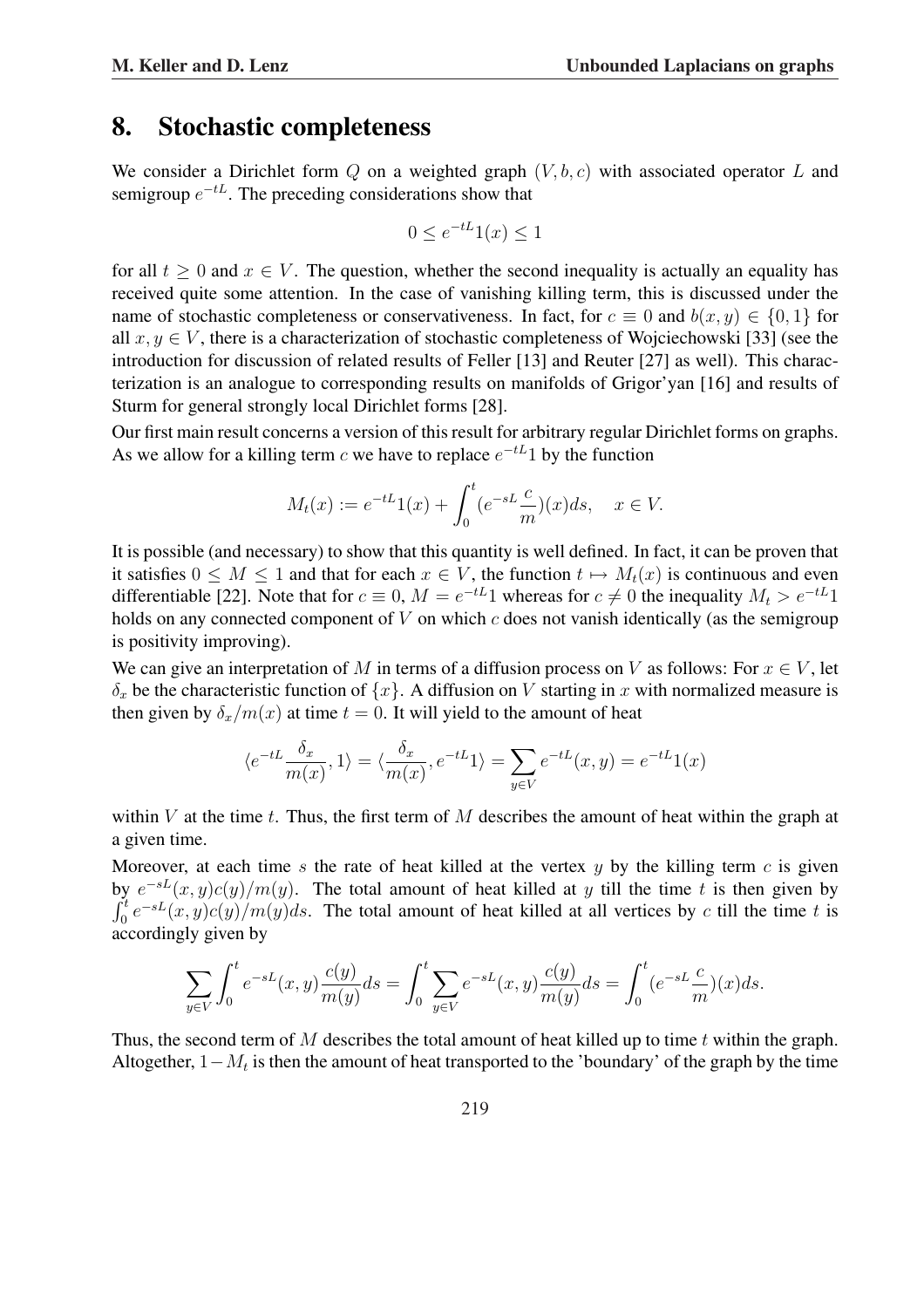## 8. Stochastic completeness

We consider a Dirichlet form $Q$ on a weighted graph $(V, b, c)$ with associated operator $L$ and semigroup $e^{-tL}$. The preceding considerations show that

$$0 \leq e^{-tL}1(x) \leq 1$$

for all $t \geq 0$ and $x \in V$. The question, whether the second inequality is actually an equality has received quite some attention. In the case of vanishing killing term, this is discussed under the name of stochastic completeness or conservativeness. In fact, for $c \equiv 0$ and $b(x, y) \in \{0, 1\}$ for all $x, y \in V$, there is a characterization of stochastic completeness of Wojciechowski [33] (see the introduction for discussion of related results of Feller [13] and Reuter [27] as well). This characterization is an analogue to corresponding results on manifolds of Grigor'yan [16] and results of Sturm for general strongly local Dirichlet forms [28].

Our first main result concerns a version of this result for arbitrary regular Dirichlet forms on graphs. As we allow for a killing term $c$ we have to replace $e^{-tL}1$ by the function

$$M_t(x) := e^{-tL}1(x) + \int_0^t (e^{-sL}\frac{c}{m})(x)ds, \quad x \in V.$$

It is possible (and necessary) to show that this quantity is well defined. In fact, it can be proven that it satisfies $0 \leq M \leq 1$ and that for each $x \in V$, the function $t \mapsto M_t(x)$ is continuous and even differentiable [22]. Note that for $c \equiv 0$, $M = e^{-tL}1$ whereas for $c \neq 0$ the inequality $M_t > e^{-tL}1$ holds on any connected component of $V$ on which $c$ does not vanish identically (as the semigroup is positivity improving).

We can give an interpretation of $M$ in terms of a diffusion process on $V$ as follows: For $x \in V$, let $\delta_x$ be the characteristic function of $\{x\}$. A diffusion on $V$ starting in $x$ with normalized measure is then given by $\delta_x/m(x)$ at time $t = 0$. It will yield to the amount of heat

$$\langle e^{-tL}\frac{\delta_x}{m(x)}, 1\rangle = \langle \frac{\delta_x}{m(x)}, e^{-tL}1\rangle = \sum_{y \in V} e^{-tL}(x, y) = e^{-tL}1(x)$$

within $V$ at the time $t$. Thus, the first term of $M$ describes the amount of heat within the graph at a given time.

Moreover, at each time $s$ the rate of heat killed at the vertex $y$ by the killing term $c$ is given by $e^{-sL}(x, y)c(y)/m(y)$. The total amount of heat killed at $y$ till the time $t$ is then given by $\int_0^t e^{-sL}(x, y)c(y)/m(y)ds$. The total amount of heat killed at all vertices by $c$ till the time $t$ is accordingly given by

$$\sum_{y \in V} \int_0^t e^{-sL}(x, y)\frac{c(y)}{m(y)}ds = \int_0^t \sum_{y \in V} e^{-sL}(x, y)\frac{c(y)}{m(y)}ds = \int_0^t (e^{-sL}\frac{c}{m})(x)ds.$$

Thus, the second term of $M$ describes the total amount of heat killed up to time $t$ within the graph. Altogether, $1 - M_t$ is then the amount of heat transported to the 'boundary' of the graph by the time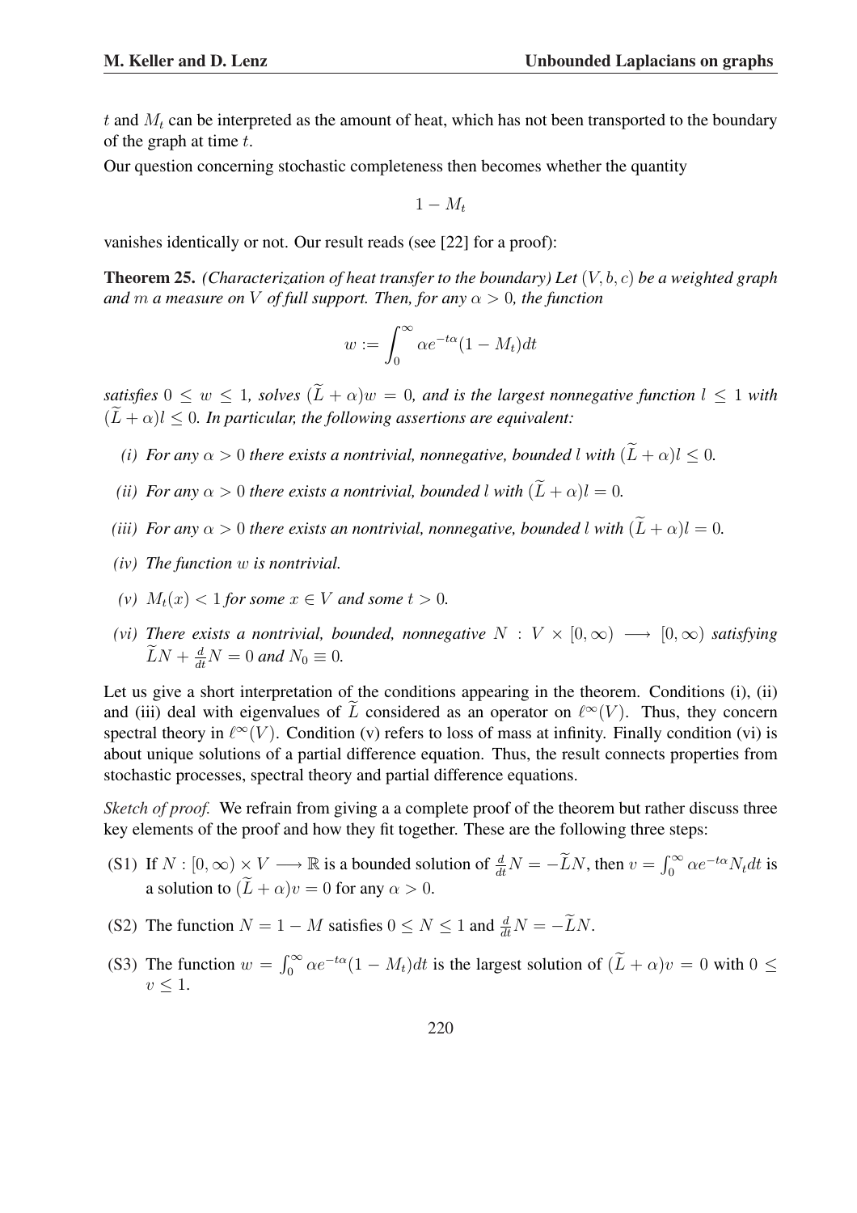$t$ and $M_t$ can be interpreted as the amount of heat, which has not been transported to the boundary of the graph at time $t$.

Our question concerning stochastic completeness then becomes whether the quantity

$$1 - M_t$$

vanishes identically or not. Our result reads (see [22] for a proof):

**Theorem 25.** *(Characterization of heat transfer to the boundary) Let $(V, b, c)$ be a weighted graph and $m$ a measure on $V$ of full support. Then, for any $\alpha > 0$, the function*

$$w := \int_0^\infty \alpha e^{-t\alpha}(1 - M_t)dt$$

*satisfies $0 \leq w \leq 1$, solves $(\widetilde{L} + \alpha)w = 0$, and is the largest nonnegative function $l \leq 1$ with $(\widetilde{L} + \alpha)l \leq 0$. In particular, the following assertions are equivalent:*

*(i) For any $\alpha > 0$ there exists a nontrivial, nonnegative, bounded $l$ with $(\widetilde{L} + \alpha)l \leq 0$.*

*(ii) For any $\alpha > 0$ there exists a nontrivial, bounded $l$ with $(\widetilde{L} + \alpha)l = 0$.*

*(iii) For any $\alpha > 0$ there exists an nontrivial, nonnegative, bounded $l$ with $(\widetilde{L} + \alpha)l = 0$.*

*(iv) The function $w$ is nontrivial.*

*(v) $M_t(x) < 1$ for some $x \in V$ and some $t > 0$.*

*(vi) There exists a nontrivial, bounded, nonnegative $N : V \times [0, \infty) \longrightarrow [0, \infty)$ satisfying $\widetilde{L}N + \frac{d}{dt}N = 0$ and $N_0 \equiv 0$.*

Let us give a short interpretation of the conditions appearing in the theorem. Conditions (i), (ii) and (iii) deal with eigenvalues of $\widetilde{L}$ considered as an operator on $\ell^\infty(V)$. Thus, they concern spectral theory in $\ell^\infty(V)$. Condition (v) refers to loss of mass at infinity. Finally condition (vi) is about unique solutions of a partial difference equation. Thus, the result connects properties from stochastic processes, spectral theory and partial difference equations.

*Sketch of proof.* We refrain from giving a a complete proof of the theorem but rather discuss three key elements of the proof and how they fit together. These are the following three steps:

(S1) If $N : [0, \infty) \times V \longrightarrow \mathbb{R}$ is a bounded solution of $\frac{d}{dt}N = -\widetilde{L}N$, then $v = \int_0^\infty \alpha e^{-t\alpha} N_t dt$ is a solution to $(\widetilde{L} + \alpha)v = 0$ for any $\alpha > 0$.

(S2) The function $N = 1 - M$ satisfies $0 \leq N \leq 1$ and $\frac{d}{dt}N = -\widetilde{L}N$.

(S3) The function $w = \int_0^\infty \alpha e^{-t\alpha}(1 - M_t)dt$ is the largest solution of $(\widetilde{L} + \alpha)v = 0$ with $0 \leq v \leq 1$.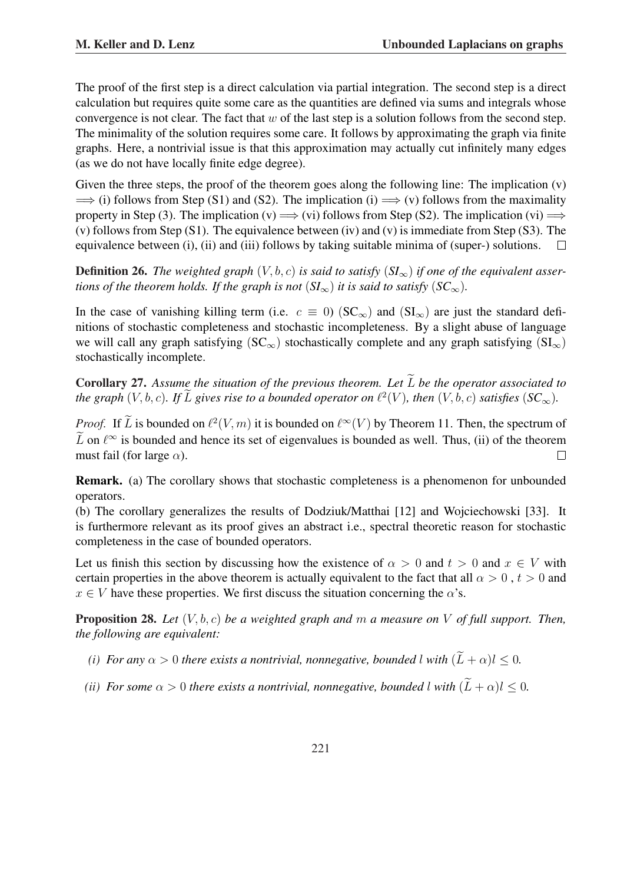The proof of the first step is a direct calculation via partial integration. The second step is a direct calculation but requires quite some care as the quantities are defined via sums and integrals whose convergence is not clear. The fact that $w$ of the last step is a solution follows from the second step. The minimality of the solution requires some care. It follows by approximating the graph via finite graphs. Here, a nontrivial issue is that this approximation may actually cut infinitely many edges (as we do not have locally finite edge degree).

Given the three steps, the proof of the theorem goes along the following line: The implication (v) $\Longrightarrow$ (i) follows from Step (S1) and (S2). The implication (i) $\Longrightarrow$ (v) follows from the maximality property in Step (3). The implication (v) $\Longrightarrow$ (vi) follows from Step (S2). The implication (vi) $\Longrightarrow$ (v) follows from Step (S1). The equivalence between (iv) and (v) is immediate from Step (S3). The equivalence between (i), (ii) and (iii) follows by taking suitable minima of (super-) solutions. $\square$

**Definition 26.** *The weighted graph $(V, b, c)$ is said to satisfy ($SI_\infty$) if one of the equivalent assertions of the theorem holds. If the graph is not ($SI_\infty$) it is said to satisfy ($SC_\infty$).*

In the case of vanishing killing term (i.e. $c \equiv 0$) ($\mathrm{SC}_\infty$) and ($\mathrm{SI}_\infty$) are just the standard definitions of stochastic completeness and stochastic incompleteness. By a slight abuse of language we will call any graph satisfying ($\mathrm{SC}_\infty$) stochastically complete and any graph satisfying ($\mathrm{SI}_\infty$) stochastically incomplete.

**Corollary 27.** *Assume the situation of the previous theorem. Let $\widetilde{L}$ be the operator associated to the graph $(V, b, c)$. If $\widetilde{L}$ gives rise to a bounded operator on $\ell^2(V)$, then $(V, b, c)$ satisfies ($SC_\infty$).*

*Proof.* If $\widetilde{L}$ is bounded on $\ell^2(V, m)$ it is bounded on $\ell^\infty(V)$ by Theorem 11. Then, the spectrum of $\widetilde{L}$ on $\ell^\infty$ is bounded and hence its set of eigenvalues is bounded as well. Thus, (ii) of the theorem must fail (for large $\alpha$). $\square$

**Remark.** (a) The corollary shows that stochastic completeness is a phenomenon for unbounded operators.
(b) The corollary generalizes the results of Dodziuk/Matthai [12] and Wojciechowski [33]. It is furthermore relevant as its proof gives an abstract i.e., spectral theoretic reason for stochastic completeness in the case of bounded operators.

Let us finish this section by discussing how the existence of $\alpha > 0$ and $t > 0$ and $x \in V$ with certain properties in the above theorem is actually equivalent to the fact that all $\alpha > 0$ , $t > 0$ and $x \in V$ have these properties. We first discuss the situation concerning the $\alpha$'s.

**Proposition 28.** *Let $(V, b, c)$ be a weighted graph and $m$ a measure on $V$ of full support. Then, the following are equivalent:*

- *(i) For any $\alpha > 0$ there exists a nontrivial, nonnegative, bounded $l$ with $(\widetilde{L} + \alpha)l \leq 0$.*
- *(ii) For some $\alpha > 0$ there exists a nontrivial, nonnegative, bounded $l$ with $(\widetilde{L} + \alpha)l \leq 0$.*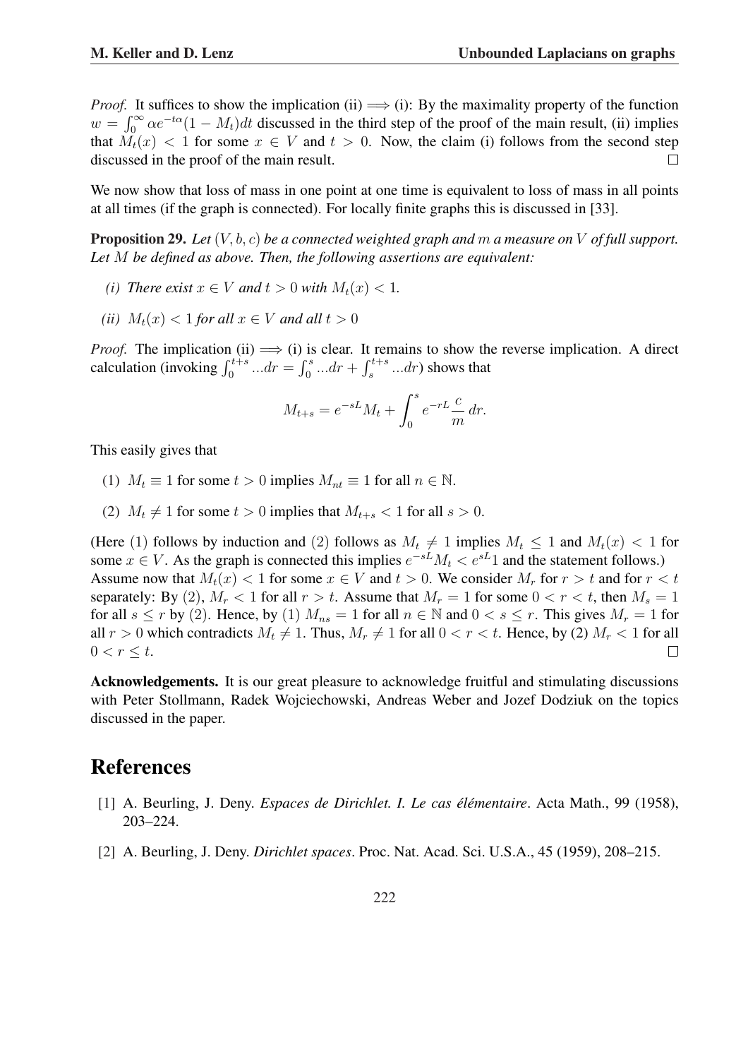*Proof.* It suffices to show the implication (ii) $\Longrightarrow$ (i): By the maximality property of the function $w = \int_0^\infty \alpha e^{-t\alpha}(1 - M_t)dt$ discussed in the third step of the proof of the main result, (ii) implies that $M_t(x) < 1$ for some $x \in V$ and $t > 0$. Now, the claim (i) follows from the second step discussed in the proof of the main result. $\square$

We now show that loss of mass in one point at one time is equivalent to loss of mass in all points at all times (if the graph is connected). For locally finite graphs this is discussed in [33].

**Proposition 29.** *Let $(V, b, c)$ be a connected weighted graph and $m$ a measure on $V$ of full support. Let $M$ be defined as above. Then, the following assertions are equivalent:*

*(i) There exist $x \in V$ and $t > 0$ with $M_t(x) < 1$.*

*(ii) $M_t(x) < 1$ for all $x \in V$ and all $t > 0$*

*Proof.* The implication (ii) $\Longrightarrow$ (i) is clear. It remains to show the reverse implication. A direct calculation (invoking $\int_0^{t+s} ...dr = \int_0^s ...dr + \int_s^{t+s} ...dr$) shows that

$$M_{t+s} = e^{-sL}M_t + \int_0^s e^{-rL}\frac{c}{m}\,dr.$$

This easily gives that

(1) $M_t \equiv 1$ for some $t > 0$ implies $M_{nt} \equiv 1$ for all $n \in \mathbb{N}$.

(2) $M_t \neq 1$ for some $t > 0$ implies that $M_{t+s} < 1$ for all $s > 0$.

(Here (1) follows by induction and (2) follows as $M_t \neq 1$ implies $M_t \leq 1$ and $M_t(x) < 1$ for some $x \in V$. As the graph is connected this implies $e^{-sL}M_t < e^{sL}1$ and the statement follows.)
Assume now that $M_t(x) < 1$ for some $x \in V$ and $t > 0$. We consider $M_r$ for $r > t$ and for $r < t$ separately: By (2), $M_r < 1$ for all $r > t$. Assume that $M_r = 1$ for some $0 < r < t$, then $M_s = 1$ for all $s \leq r$ by (2). Hence, by (1) $M_{ns} = 1$ for all $n \in \mathbb{N}$ and $0 < s \leq r$. This gives $M_r = 1$ for all $r > 0$ which contradicts $M_t \neq 1$. Thus, $M_r \neq 1$ for all $0 < r < t$. Hence, by (2) $M_r < 1$ for all $0 < r \leq t$. $\square$

**Acknowledgements.** It is our great pleasure to acknowledge fruitful and stimulating discussions with Peter Stollmann, Radek Wojciechowski, Andreas Weber and Jozef Dodziuk on the topics discussed in the paper.

# References

[1] A. Beurling, J. Deny. *Espaces de Dirichlet. I. Le cas élémentaire*. Acta Math., 99 (1958), 203–224.

[2] A. Beurling, J. Deny. *Dirichlet spaces*. Proc. Nat. Acad. Sci. U.S.A., 45 (1959), 208–215.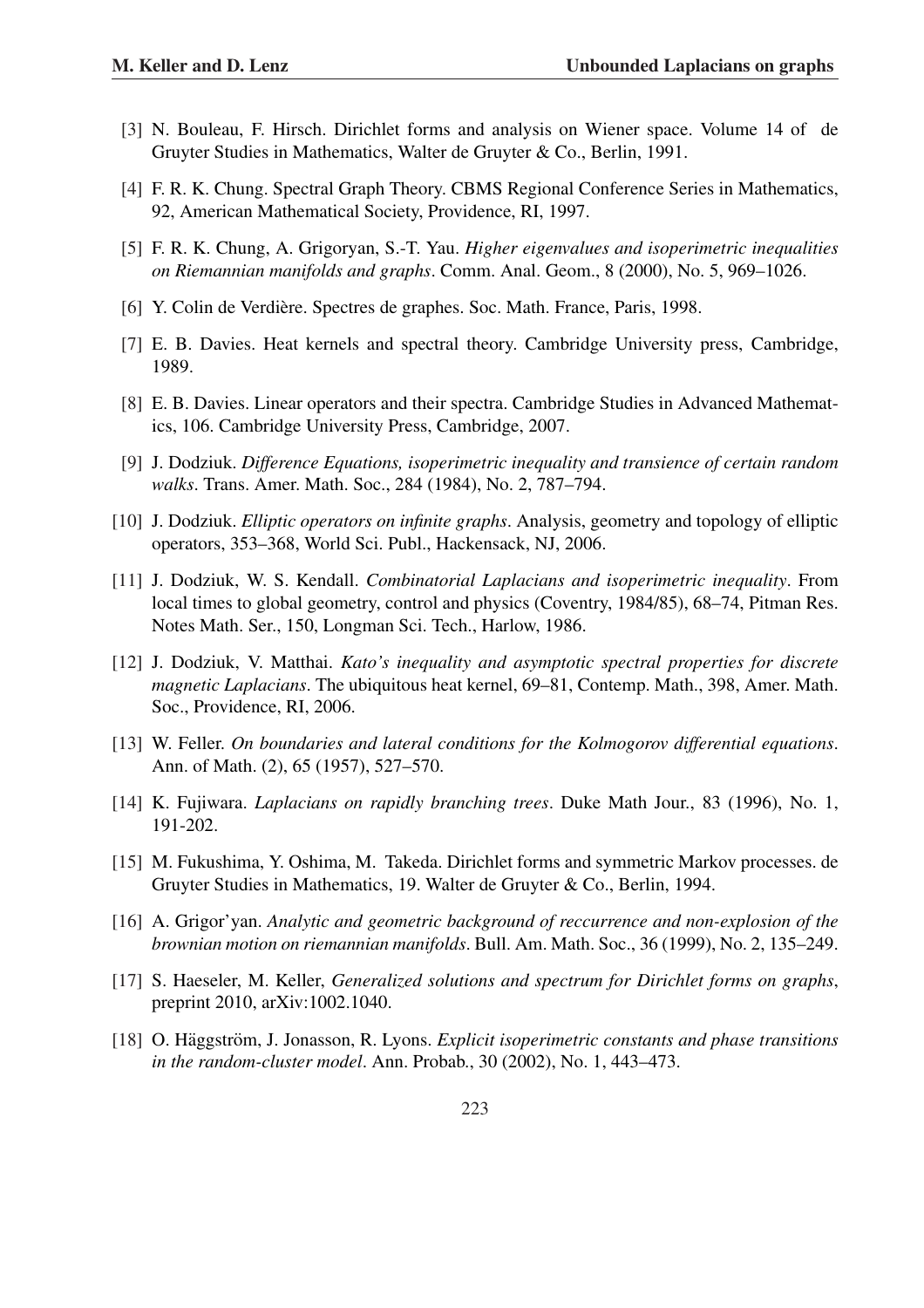[3] N. Bouleau, F. Hirsch. Dirichlet forms and analysis on Wiener space. Volume 14 of de Gruyter Studies in Mathematics, Walter de Gruyter & Co., Berlin, 1991.

[4] F. R. K. Chung. Spectral Graph Theory. CBMS Regional Conference Series in Mathematics, 92, American Mathematical Society, Providence, RI, 1997.

[5] F. R. K. Chung, A. Grigoryan, S.-T. Yau. *Higher eigenvalues and isoperimetric inequalities on Riemannian manifolds and graphs*. Comm. Anal. Geom., 8 (2000), No. 5, 969–1026.

[6] Y. Colin de Verdière. Spectres de graphes. Soc. Math. France, Paris, 1998.

[7] E. B. Davies. Heat kernels and spectral theory. Cambridge University press, Cambridge, 1989.

[8] E. B. Davies. Linear operators and their spectra. Cambridge Studies in Advanced Mathematics, 106. Cambridge University Press, Cambridge, 2007.

[9] J. Dodziuk. *Difference Equations, isoperimetric inequality and transience of certain random walks*. Trans. Amer. Math. Soc., 284 (1984), No. 2, 787–794.

[10] J. Dodziuk. *Elliptic operators on infinite graphs*. Analysis, geometry and topology of elliptic operators, 353–368, World Sci. Publ., Hackensack, NJ, 2006.

[11] J. Dodziuk, W. S. Kendall. *Combinatorial Laplacians and isoperimetric inequality*. From local times to global geometry, control and physics (Coventry, 1984/85), 68–74, Pitman Res. Notes Math. Ser., 150, Longman Sci. Tech., Harlow, 1986.

[12] J. Dodziuk, V. Matthai. *Kato's inequality and asymptotic spectral properties for discrete magnetic Laplacians*. The ubiquitous heat kernel, 69–81, Contemp. Math., 398, Amer. Math. Soc., Providence, RI, 2006.

[13] W. Feller. *On boundaries and lateral conditions for the Kolmogorov differential equations*. Ann. of Math. (2), 65 (1957), 527–570.

[14] K. Fujiwara. *Laplacians on rapidly branching trees*. Duke Math Jour., 83 (1996), No. 1, 191-202.

[15] M. Fukushima, Y. Oshima, M. Takeda. Dirichlet forms and symmetric Markov processes. de Gruyter Studies in Mathematics, 19. Walter de Gruyter & Co., Berlin, 1994.

[16] A. Grigor'yan. *Analytic and geometric background of reccurrence and non-explosion of the brownian motion on riemannian manifolds*. Bull. Am. Math. Soc., 36 (1999), No. 2, 135–249.

[17] S. Haeseler, M. Keller, *Generalized solutions and spectrum for Dirichlet forms on graphs*, preprint 2010, arXiv:1002.1040.

[18] O. Häggström, J. Jonasson, R. Lyons. *Explicit isoperimetric constants and phase transitions in the random-cluster model*. Ann. Probab., 30 (2002), No. 1, 443–473.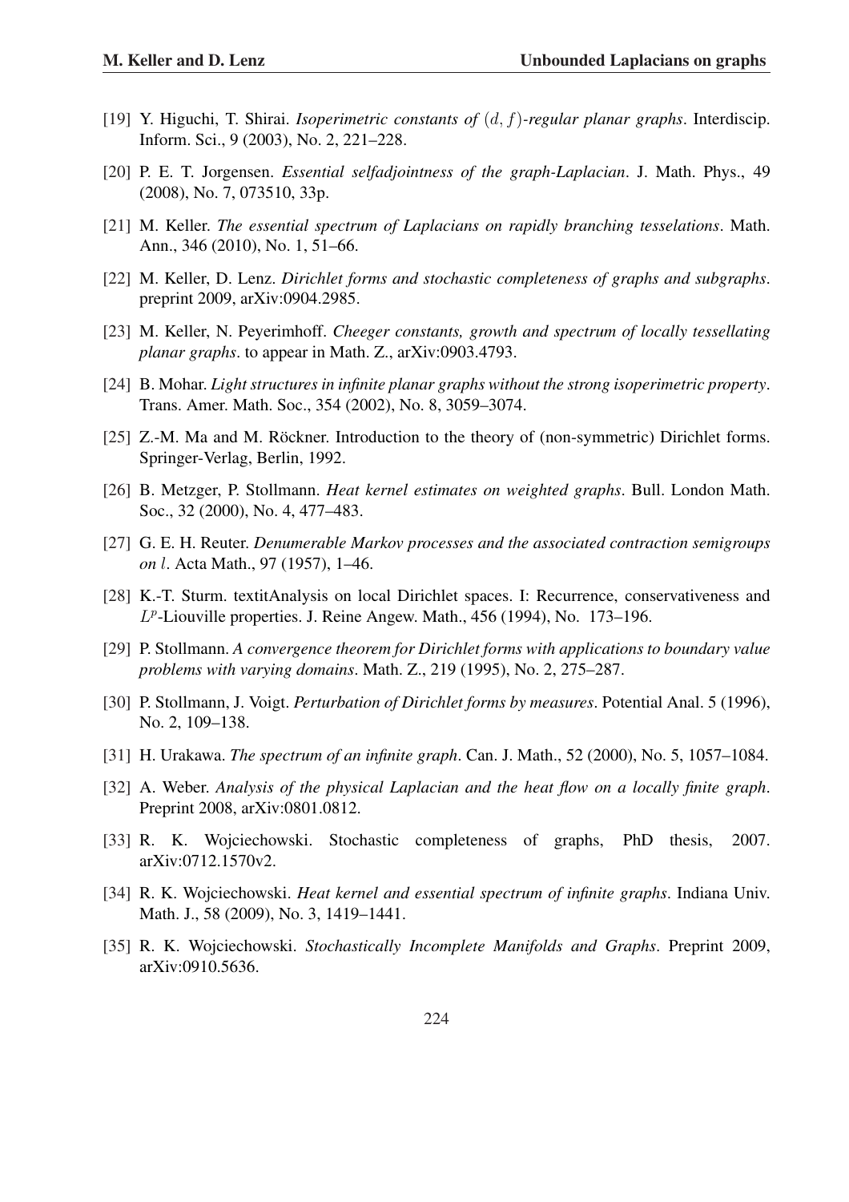[19] Y. Higuchi, T. Shirai. *Isoperimetric constants of $(d, f)$-regular planar graphs*. Interdiscip. Inform. Sci., 9 (2003), No. 2, 221–228.

[20] P. E. T. Jorgensen. *Essential selfadjointness of the graph-Laplacian*. J. Math. Phys., 49 (2008), No. 7, 073510, 33p.

[21] M. Keller. *The essential spectrum of Laplacians on rapidly branching tesselations*. Math. Ann., 346 (2010), No. 1, 51–66.

[22] M. Keller, D. Lenz. *Dirichlet forms and stochastic completeness of graphs and subgraphs*. preprint 2009, arXiv:0904.2985.

[23] M. Keller, N. Peyerimhoff. *Cheeger constants, growth and spectrum of locally tessellating planar graphs*. to appear in Math. Z., arXiv:0903.4793.

[24] B. Mohar. *Light structures in infinite planar graphs without the strong isoperimetric property*. Trans. Amer. Math. Soc., 354 (2002), No. 8, 3059–3074.

[25] Z.-M. Ma and M. Röckner. Introduction to the theory of (non-symmetric) Dirichlet forms. Springer-Verlag, Berlin, 1992.

[26] B. Metzger, P. Stollmann. *Heat kernel estimates on weighted graphs*. Bull. London Math. Soc., 32 (2000), No. 4, 477–483.

[27] G. E. H. Reuter. *Denumerable Markov processes and the associated contraction semigroups on $l$*. Acta Math., 97 (1957), 1–46.

[28] K.-T. Sturm. textitAnalysis on local Dirichlet spaces. I: Recurrence, conservativeness and $L^p$-Liouville properties. J. Reine Angew. Math., 456 (1994), No. 173–196.

[29] P. Stollmann. *A convergence theorem for Dirichlet forms with applications to boundary value problems with varying domains*. Math. Z., 219 (1995), No. 2, 275–287.

[30] P. Stollmann, J. Voigt. *Perturbation of Dirichlet forms by measures*. Potential Anal. 5 (1996), No. 2, 109–138.

[31] H. Urakawa. *The spectrum of an infinite graph*. Can. J. Math., 52 (2000), No. 5, 1057–1084.

[32] A. Weber. *Analysis of the physical Laplacian and the heat flow on a locally finite graph*. Preprint 2008, arXiv:0801.0812.

[33] R. K. Wojciechowski. Stochastic completeness of graphs, PhD thesis, 2007. arXiv:0712.1570v2.

[34] R. K. Wojciechowski. *Heat kernel and essential spectrum of infinite graphs*. Indiana Univ. Math. J., 58 (2009), No. 3, 1419–1441.

[35] R. K. Wojciechowski. *Stochastically Incomplete Manifolds and Graphs*. Preprint 2009, arXiv:0910.5636.